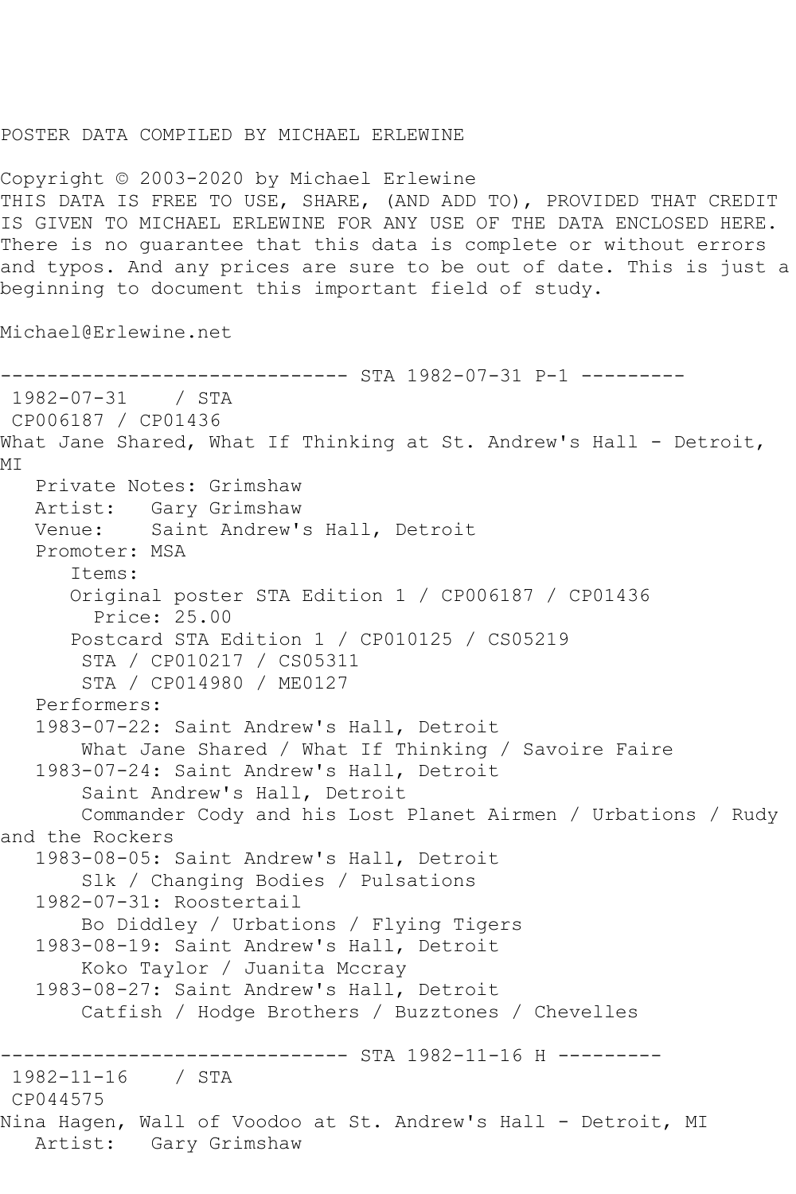POSTER DATA COMPILED BY MICHAEL ERLEWINE

Copyright © 2003-2020 by Michael Erlewine
THIS DATA IS FREE TO USE, SHARE, (AND ADD TO), PROVIDED THAT CREDIT IS GIVEN TO MICHAEL ERLEWINE FOR ANY USE OF THE DATA ENCLOSED HERE. There is no guarantee that this data is complete or without errors and typos. And any prices are sure to be out of date. This is just a beginning to document this important field of study.

Michael@Erlewine.net

------------------------------ STA 1982-07-31 P-1 ---------

1982-07-31 / STA
CP006187 / CP01436
What Jane Shared, What If Thinking at St. Andrew's Hall - Detroit, MI

Private Notes: Grimshaw
Artist: Gary Grimshaw
Venue: Saint Andrew's Hall, Detroit
Promoter: MSA

Items:

Original poster STA Edition 1 / CP006187 / CP01436
Price: 25.00
Postcard STA Edition 1 / CP010125 / CS05219
STA / CP010217 / CS05311
STA / CP014980 / ME0127

Performers:

1983-07-22: Saint Andrew's Hall, Detroit
What Jane Shared / What If Thinking / Savoire Faire
1983-07-24: Saint Andrew's Hall, Detroit
Saint Andrew's Hall, Detroit
Commander Cody and his Lost Planet Airmen / Urbations / Rudy and the Rockers
1983-08-05: Saint Andrew's Hall, Detroit
Slk / Changing Bodies / Pulsations
1982-07-31: Roostertail
Bo Diddley / Urbations / Flying Tigers
1983-08-19: Saint Andrew's Hall, Detroit
Koko Taylor / Juanita Mccray
1983-08-27: Saint Andrew's Hall, Detroit
Catfish / Hodge Brothers / Buzztones / Chevelles

------------------------------ STA 1982-11-16 H ---------

1982-11-16 / STA
CP044575
Nina Hagen, Wall of Voodoo at St. Andrew's Hall - Detroit, MI

Artist: Gary Grimshaw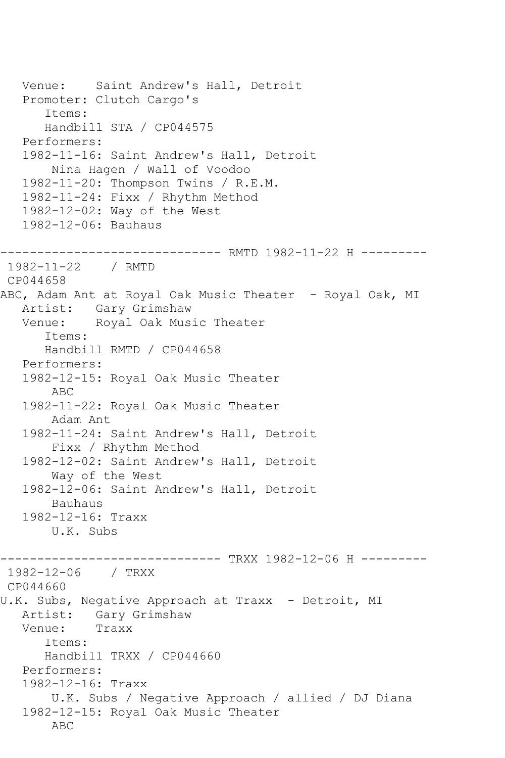```
   Venue:    Saint Andrew's Hall, Detroit
   Promoter: Clutch Cargo's
      Items:
      Handbill STA / CP044575
   Performers:
   1982-11-16: Saint Andrew's Hall, Detroit
       Nina Hagen / Wall of Voodoo
   1982-11-20: Thompson Twins / R.E.M.
   1982-11-24: Fixx / Rhythm Method
   1982-12-02: Way of the West
   1982-12-06: Bauhaus

------------------------------ RMTD 1982-11-22 H ---------
 1982-11-22    / RMTD
 CP044658
ABC, Adam Ant at Royal Oak Music Theater  - Royal Oak, MI
   Artist:   Gary Grimshaw
   Venue:    Royal Oak Music Theater
      Items:
      Handbill RMTD / CP044658
   Performers:
   1982-12-15: Royal Oak Music Theater
       ABC
   1982-11-22: Royal Oak Music Theater
       Adam Ant
   1982-11-24: Saint Andrew's Hall, Detroit
       Fixx / Rhythm Method
   1982-12-02: Saint Andrew's Hall, Detroit
       Way of the West
   1982-12-06: Saint Andrew's Hall, Detroit
       Bauhaus
   1982-12-16: Traxx
       U.K. Subs

------------------------------ TRXX 1982-12-06 H ---------
 1982-12-06    / TRXX
 CP044660
U.K. Subs, Negative Approach at Traxx  - Detroit, MI
   Artist:   Gary Grimshaw
   Venue:    Traxx
      Items:
      Handbill TRXX / CP044660
   Performers:
   1982-12-16: Traxx
       U.K. Subs / Negative Approach / allied / DJ Diana
   1982-12-15: Royal Oak Music Theater
       ABC
```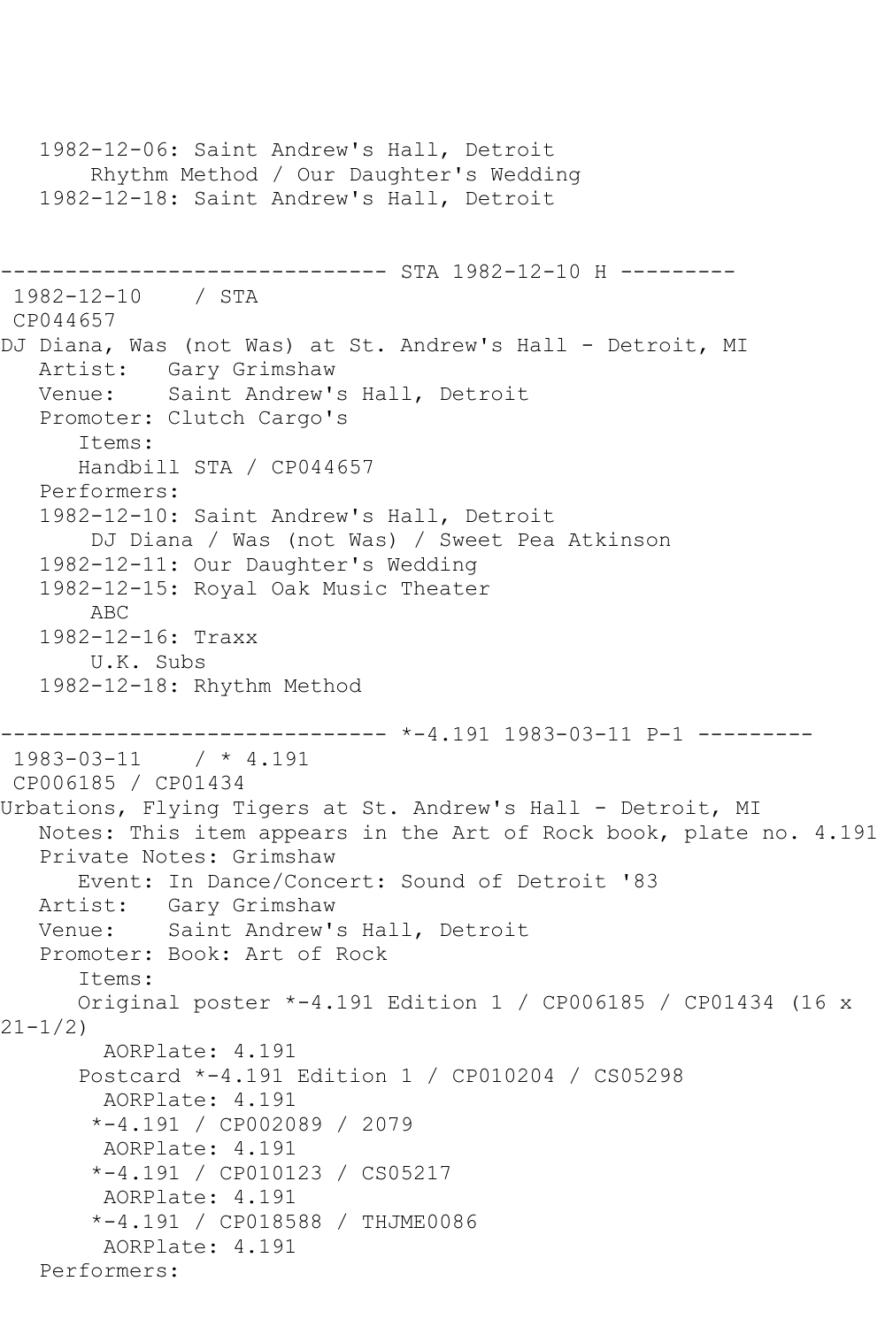```
   1982-12-06: Saint Andrew's Hall, Detroit
        Rhythm Method / Our Daughter's Wedding
   1982-12-18: Saint Andrew's Hall, Detroit


------------------------------ STA 1982-12-10 H ---------
 1982-12-10    / STA
 CP044657
DJ Diana, Was (not Was) at St. Andrew's Hall - Detroit, MI
   Artist:   Gary Grimshaw
   Venue:    Saint Andrew's Hall, Detroit
   Promoter: Clutch Cargo's
      Items:
      Handbill STA / CP044657
   Performers:
   1982-12-10: Saint Andrew's Hall, Detroit
        DJ Diana / Was (not Was) / Sweet Pea Atkinson
   1982-12-11: Our Daughter's Wedding
   1982-12-15: Royal Oak Music Theater
        ABC
   1982-12-16: Traxx
        U.K. Subs
   1982-12-18: Rhythm Method

------------------------------ *-4.191 1983-03-11 P-1 ---------
 1983-03-11    / * 4.191
 CP006185 / CP01434
Urbations, Flying Tigers at St. Andrew's Hall - Detroit, MI
   Notes: This item appears in the Art of Rock book, plate no. 4.191
   Private Notes: Grimshaw
      Event: In Dance/Concert: Sound of Detroit '83
   Artist:   Gary Grimshaw
   Venue:    Saint Andrew's Hall, Detroit
   Promoter: Book: Art of Rock
      Items:
      Original poster *-4.191 Edition 1 / CP006185 / CP01434 (16 x 
21-1/2)
        AORPlate: 4.191
      Postcard *-4.191 Edition 1 / CP010204 / CS05298
        AORPlate: 4.191
       *-4.191 / CP002089 / 2079
        AORPlate: 4.191
       *-4.191 / CP010123 / CS05217
        AORPlate: 4.191
       *-4.191 / CP018588 / THJME0086
        AORPlate: 4.191
   Performers:
```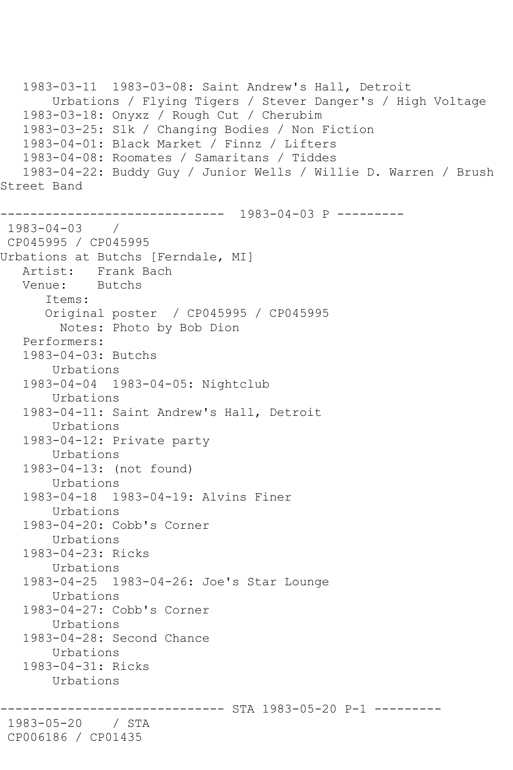```
   1983-03-11  1983-03-08: Saint Andrew's Hall, Detroit
       Urbations / Flying Tigers / Stever Danger's / High Voltage
   1983-03-18: Onyxz / Rough Cut / Cherubim
   1983-03-25: Slk / Changing Bodies / Non Fiction
   1983-04-01: Black Market / Finnz / Lifters
   1983-04-08: Roomates / Samaritans / Tiddes
   1983-04-22: Buddy Guy / Junior Wells / Willie D. Warren / Brush
Street Band

------------------------------  1983-04-03 P ---------
 1983-04-03    /
 CP045995 / CP045995
Urbations at Butchs [Ferndale, MI]
   Artist:   Frank Bach
   Venue:    Butchs
      Items:
      Original poster  / CP045995 / CP045995
        Notes: Photo by Bob Dion
   Performers:
   1983-04-03: Butchs
       Urbations
   1983-04-04  1983-04-05: Nightclub
       Urbations
   1983-04-11: Saint Andrew's Hall, Detroit
       Urbations
   1983-04-12: Private party
       Urbations
   1983-04-13: (not found)
       Urbations
   1983-04-18  1983-04-19: Alvins Finer
       Urbations
   1983-04-20: Cobb's Corner
       Urbations
   1983-04-23: Ricks
       Urbations
   1983-04-25  1983-04-26: Joe's Star Lounge
       Urbations
   1983-04-27: Cobb's Corner
       Urbations
   1983-04-28: Second Chance
       Urbations
   1983-04-31: Ricks
       Urbations

------------------------------ STA 1983-05-20 P-1 ---------
 1983-05-20    / STA
 CP006186 / CP01435
```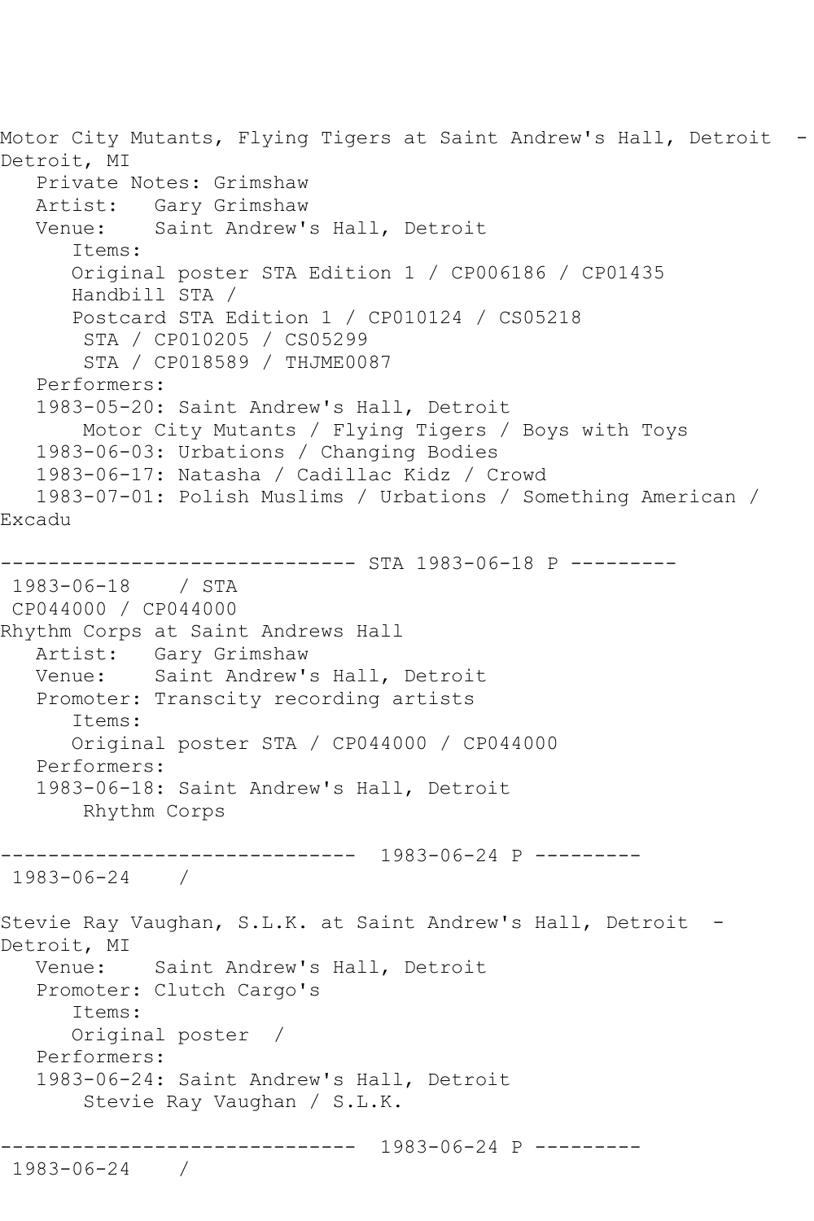Motor City Mutants, Flying Tigers at Saint Andrew's Hall, Detroit - Detroit, MI
   Private Notes: Grimshaw
   Artist:   Gary Grimshaw
   Venue:    Saint Andrew's Hall, Detroit
      Items:
      Original poster STA Edition 1 / CP006186 / CP01435
      Handbill STA /
      Postcard STA Edition 1 / CP010124 / CS05218
       STA / CP010205 / CS05299
       STA / CP018589 / THJME0087
   Performers:
   1983-05-20: Saint Andrew's Hall, Detroit
       Motor City Mutants / Flying Tigers / Boys with Toys
   1983-06-03: Urbations / Changing Bodies
   1983-06-17: Natasha / Cadillac Kidz / Crowd
   1983-07-01: Polish Muslims / Urbations / Something American / Excadu

------------------------------ STA 1983-06-18 P ---------
 1983-06-18    / STA
 CP044000 / CP044000
Rhythm Corps at Saint Andrews Hall
   Artist:   Gary Grimshaw
   Venue:    Saint Andrew's Hall, Detroit
   Promoter: Transcity recording artists
      Items:
      Original poster STA / CP044000 / CP044000
   Performers:
   1983-06-18: Saint Andrew's Hall, Detroit
       Rhythm Corps

------------------------------  1983-06-24 P ---------
 1983-06-24    /

Stevie Ray Vaughan, S.L.K. at Saint Andrew's Hall, Detroit - Detroit, MI
   Venue:    Saint Andrew's Hall, Detroit
   Promoter: Clutch Cargo's
      Items:
      Original poster  /
   Performers:
   1983-06-24: Saint Andrew's Hall, Detroit
       Stevie Ray Vaughan / S.L.K.

------------------------------  1983-06-24 P ---------
 1983-06-24    /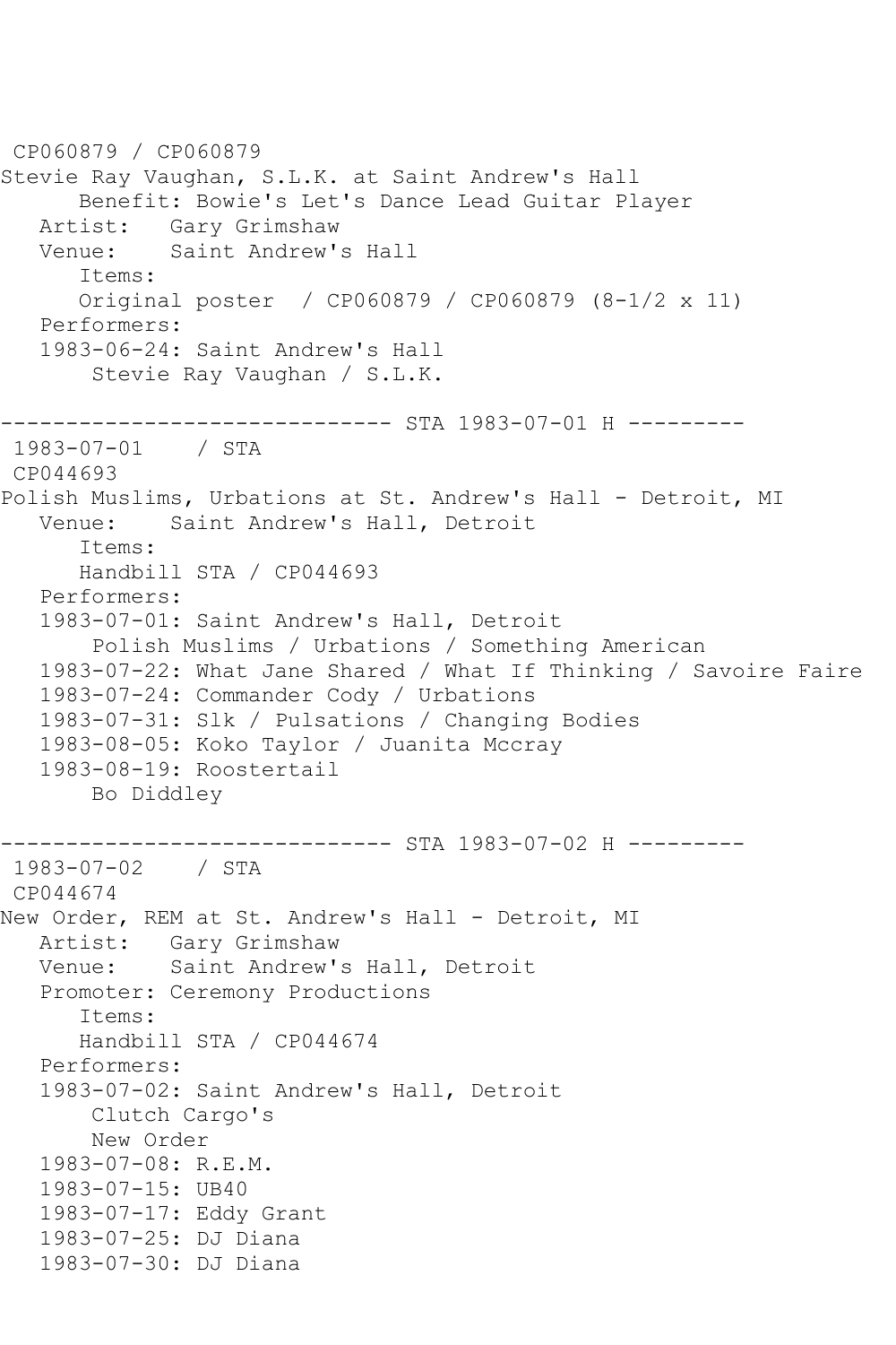CP060879 / CP060879
Stevie Ray Vaughan, S.L.K. at Saint Andrew's Hall
Benefit: Bowie's Let's Dance Lead Guitar Player
Artist: Gary Grimshaw
Venue: Saint Andrew's Hall
Items:
Original poster / CP060879 / CP060879 (8-1/2 x 11)
Performers:
1983-06-24: Saint Andrew's Hall
Stevie Ray Vaughan / S.L.K.

------------------------------ STA 1983-07-01 H ---------

1983-07-01 / STA
CP044693
Polish Muslims, Urbations at St. Andrew's Hall - Detroit, MI
Venue: Saint Andrew's Hall, Detroit
Items:
Handbill STA / CP044693
Performers:
1983-07-01: Saint Andrew's Hall, Detroit
Polish Muslims / Urbations / Something American
1983-07-22: What Jane Shared / What If Thinking / Savoire Faire
1983-07-24: Commander Cody / Urbations
1983-07-31: Slk / Pulsations / Changing Bodies
1983-08-05: Koko Taylor / Juanita Mccray
1983-08-19: Roostertail
Bo Diddley

------------------------------ STA 1983-07-02 H ---------

1983-07-02 / STA
CP044674
New Order, REM at St. Andrew's Hall - Detroit, MI
Artist: Gary Grimshaw
Venue: Saint Andrew's Hall, Detroit
Promoter: Ceremony Productions
Items:
Handbill STA / CP044674
Performers:
1983-07-02: Saint Andrew's Hall, Detroit
Clutch Cargo's
New Order
1983-07-08: R.E.M.
1983-07-15: UB40
1983-07-17: Eddy Grant
1983-07-25: DJ Diana
1983-07-30: DJ Diana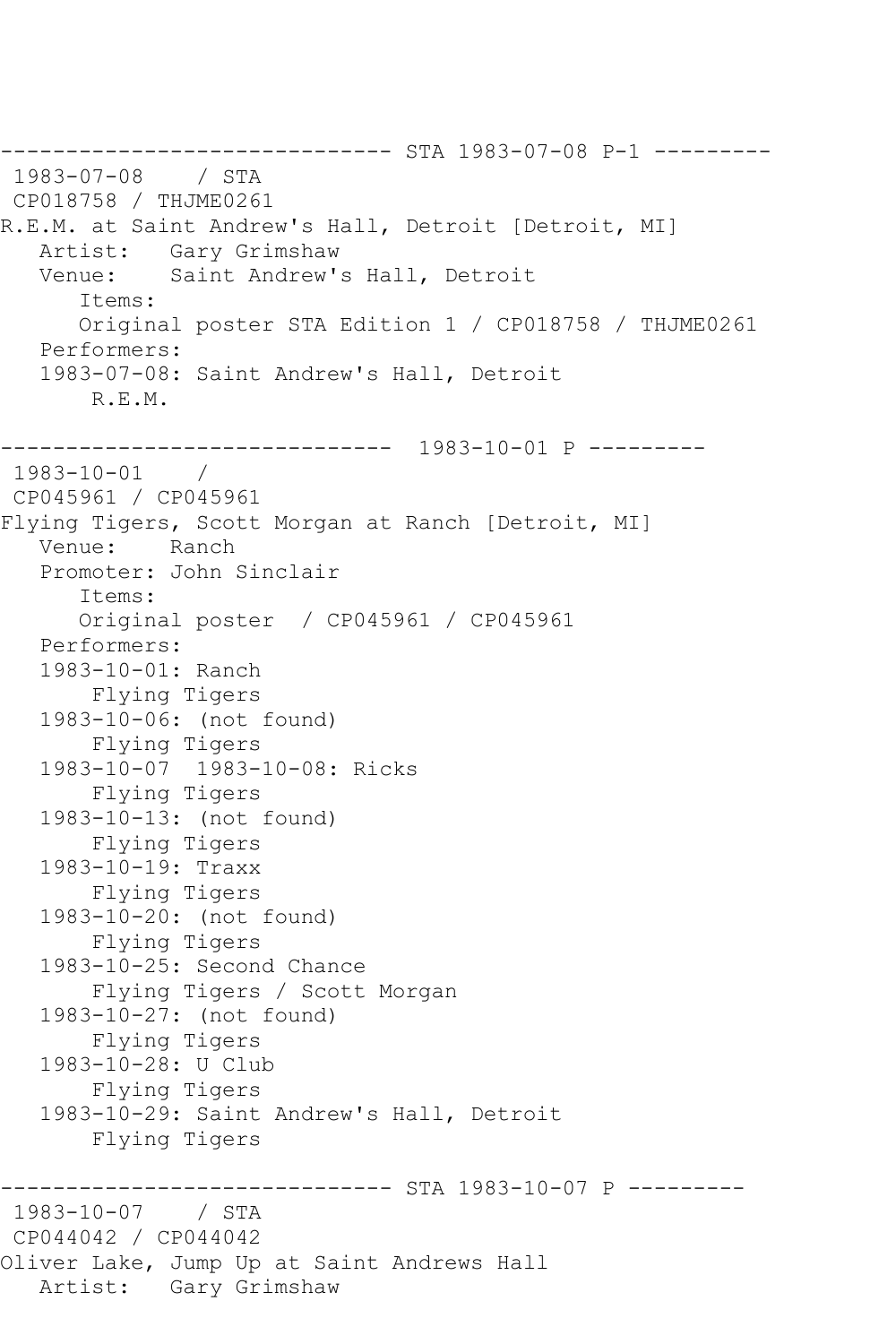------------------------------ STA 1983-07-08 P-1 ---------

1983-07-08    / STA
CP018758 / THJME0261
R.E.M. at Saint Andrew's Hall, Detroit [Detroit, MI]
   Artist:   Gary Grimshaw
   Venue:    Saint Andrew's Hall, Detroit
      Items:
      Original poster STA Edition 1 / CP018758 / THJME0261
   Performers:
   1983-07-08: Saint Andrew's Hall, Detroit
       R.E.M.

------------------------------  1983-10-01 P ---------

1983-10-01    /
CP045961 / CP045961
Flying Tigers, Scott Morgan at Ranch [Detroit, MI]
   Venue:    Ranch
   Promoter: John Sinclair
      Items:
      Original poster  / CP045961 / CP045961
   Performers:
   1983-10-01: Ranch
       Flying Tigers
   1983-10-06: (not found)
       Flying Tigers
   1983-10-07  1983-10-08: Ricks
       Flying Tigers
   1983-10-13: (not found)
       Flying Tigers
   1983-10-19: Traxx
       Flying Tigers
   1983-10-20: (not found)
       Flying Tigers
   1983-10-25: Second Chance
       Flying Tigers / Scott Morgan
   1983-10-27: (not found)
       Flying Tigers
   1983-10-28: U Club
       Flying Tigers
   1983-10-29: Saint Andrew's Hall, Detroit
       Flying Tigers

------------------------------ STA 1983-10-07 P ---------

1983-10-07    / STA
CP044042 / CP044042
Oliver Lake, Jump Up at Saint Andrews Hall
   Artist:   Gary Grimshaw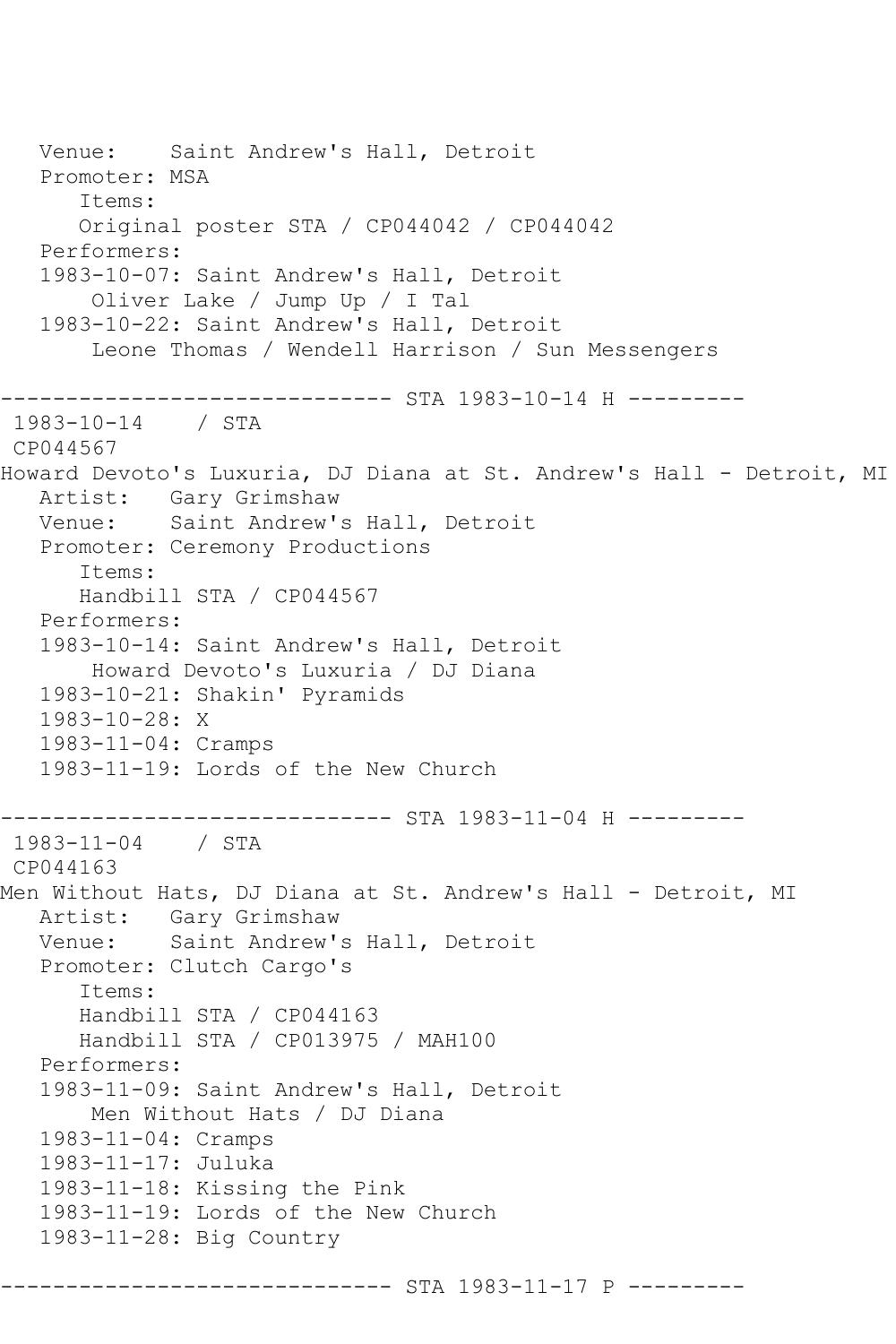```
   Venue:    Saint Andrew's Hall, Detroit
   Promoter: MSA
      Items:
      Original poster STA / CP044042 / CP044042
   Performers:
   1983-10-07: Saint Andrew's Hall, Detroit
       Oliver Lake / Jump Up / I Tal
   1983-10-22: Saint Andrew's Hall, Detroit
       Leone Thomas / Wendell Harrison / Sun Messengers

------------------------------ STA 1983-10-14 H ---------
 1983-10-14    / STA
 CP044567
Howard Devoto's Luxuria, DJ Diana at St. Andrew's Hall - Detroit, MI
   Artist:   Gary Grimshaw
   Venue:    Saint Andrew's Hall, Detroit
   Promoter: Ceremony Productions
      Items:
      Handbill STA / CP044567
   Performers:
   1983-10-14: Saint Andrew's Hall, Detroit
       Howard Devoto's Luxuria / DJ Diana
   1983-10-21: Shakin' Pyramids
   1983-10-28: X
   1983-11-04: Cramps
   1983-11-19: Lords of the New Church

------------------------------ STA 1983-11-04 H ---------
 1983-11-04    / STA
 CP044163
Men Without Hats, DJ Diana at St. Andrew's Hall - Detroit, MI
   Artist:   Gary Grimshaw
   Venue:    Saint Andrew's Hall, Detroit
   Promoter: Clutch Cargo's
      Items:
      Handbill STA / CP044163
      Handbill STA / CP013975 / MAH100
   Performers:
   1983-11-09: Saint Andrew's Hall, Detroit
       Men Without Hats / DJ Diana
   1983-11-04: Cramps
   1983-11-17: Juluka
   1983-11-18: Kissing the Pink
   1983-11-19: Lords of the New Church
   1983-11-28: Big Country

------------------------------ STA 1983-11-17 P ---------
```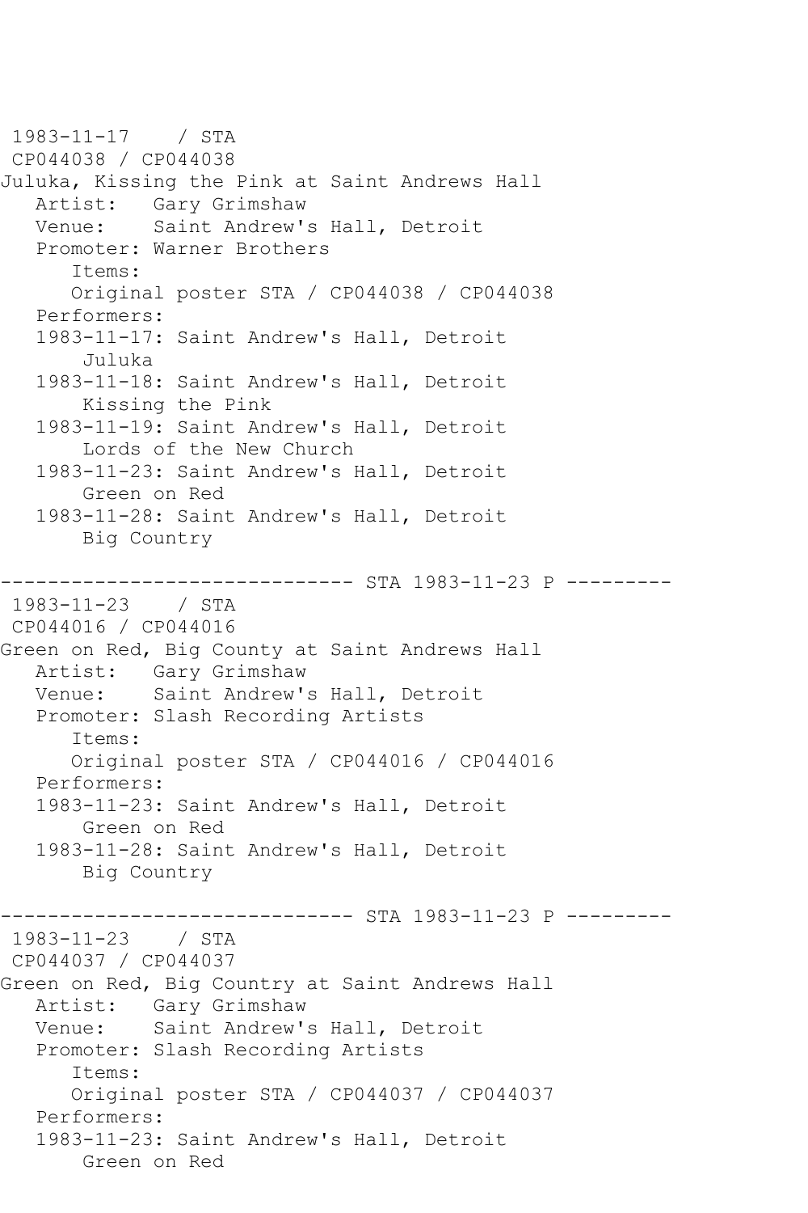```
 1983-11-17    / STA
 CP044038 / CP044038
Juluka, Kissing the Pink at Saint Andrews Hall
   Artist:   Gary Grimshaw
   Venue:    Saint Andrew's Hall, Detroit
   Promoter: Warner Brothers
      Items:
      Original poster STA / CP044038 / CP044038
   Performers:
   1983-11-17: Saint Andrew's Hall, Detroit
       Juluka
   1983-11-18: Saint Andrew's Hall, Detroit
       Kissing the Pink
   1983-11-19: Saint Andrew's Hall, Detroit
       Lords of the New Church
   1983-11-23: Saint Andrew's Hall, Detroit
       Green on Red
   1983-11-28: Saint Andrew's Hall, Detroit
       Big Country

------------------------------ STA 1983-11-23 P ---------
 1983-11-23    / STA
 CP044016 / CP044016
Green on Red, Big County at Saint Andrews Hall
   Artist:   Gary Grimshaw
   Venue:    Saint Andrew's Hall, Detroit
   Promoter: Slash Recording Artists
      Items:
      Original poster STA / CP044016 / CP044016
   Performers:
   1983-11-23: Saint Andrew's Hall, Detroit
       Green on Red
   1983-11-28: Saint Andrew's Hall, Detroit
       Big Country

------------------------------ STA 1983-11-23 P ---------
 1983-11-23    / STA
 CP044037 / CP044037
Green on Red, Big Country at Saint Andrews Hall
   Artist:   Gary Grimshaw
   Venue:    Saint Andrew's Hall, Detroit
   Promoter: Slash Recording Artists
      Items:
      Original poster STA / CP044037 / CP044037
   Performers:
   1983-11-23: Saint Andrew's Hall, Detroit
       Green on Red
```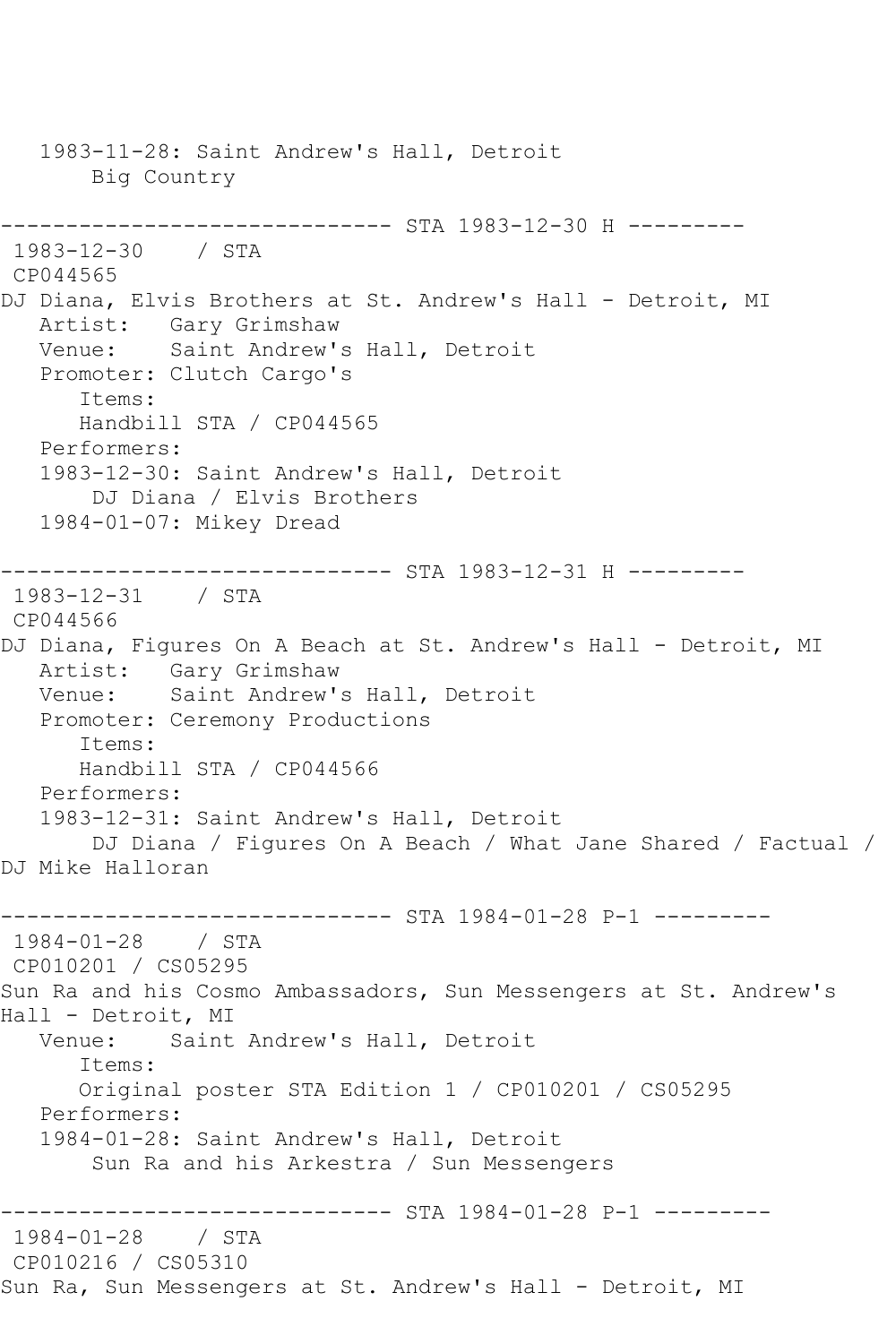```
   1983-11-28: Saint Andrew's Hall, Detroit
       Big Country

------------------------------ STA 1983-12-30 H ---------
 1983-12-30    / STA
 CP044565
DJ Diana, Elvis Brothers at St. Andrew's Hall - Detroit, MI
   Artist:   Gary Grimshaw
   Venue:    Saint Andrew's Hall, Detroit
   Promoter: Clutch Cargo's
      Items:
      Handbill STA / CP044565
   Performers:
   1983-12-30: Saint Andrew's Hall, Detroit
       DJ Diana / Elvis Brothers
   1984-01-07: Mikey Dread

------------------------------ STA 1983-12-31 H ---------
 1983-12-31    / STA
 CP044566
DJ Diana, Figures On A Beach at St. Andrew's Hall - Detroit, MI
   Artist:   Gary Grimshaw
   Venue:    Saint Andrew's Hall, Detroit
   Promoter: Ceremony Productions
      Items:
      Handbill STA / CP044566
   Performers:
   1983-12-31: Saint Andrew's Hall, Detroit
       DJ Diana / Figures On A Beach / What Jane Shared / Factual /
DJ Mike Halloran

------------------------------ STA 1984-01-28 P-1 ---------
 1984-01-28    / STA
 CP010201 / CS05295
Sun Ra and his Cosmo Ambassadors, Sun Messengers at St. Andrew's
Hall - Detroit, MI
   Venue:    Saint Andrew's Hall, Detroit
      Items:
      Original poster STA Edition 1 / CP010201 / CS05295
   Performers:
   1984-01-28: Saint Andrew's Hall, Detroit
       Sun Ra and his Arkestra / Sun Messengers

------------------------------ STA 1984-01-28 P-1 ---------
 1984-01-28    / STA
 CP010216 / CS05310
Sun Ra, Sun Messengers at St. Andrew's Hall - Detroit, MI
```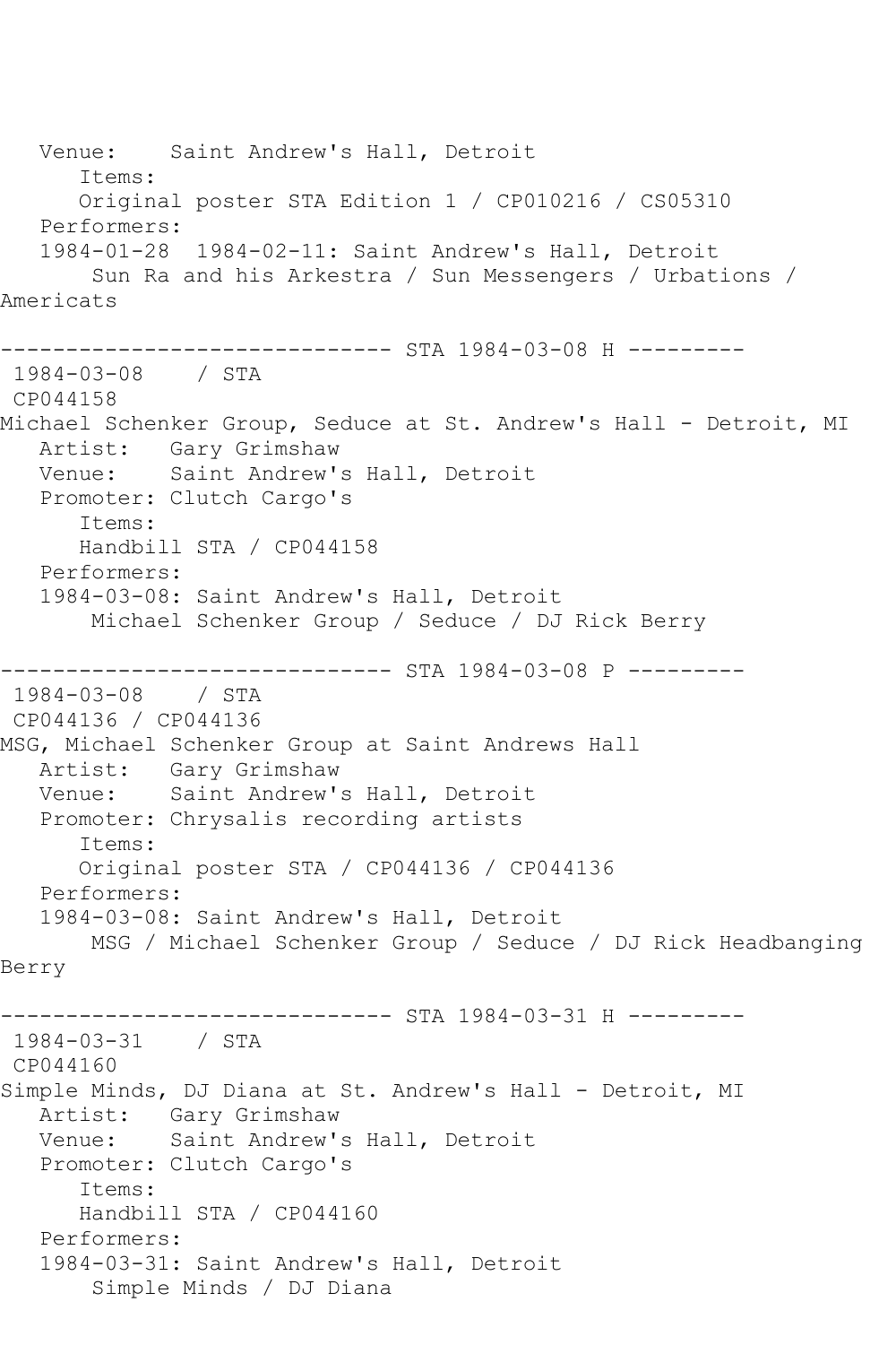Venue:    Saint Andrew's Hall, Detroit
      Items:
      Original poster STA Edition 1 / CP010216 / CS05310
   Performers:
   1984-01-28  1984-02-11: Saint Andrew's Hall, Detroit
       Sun Ra and his Arkestra / Sun Messengers / Urbations / Americats

------------------------------ STA 1984-03-08 H ---------

1984-03-08    / STA
CP044158
Michael Schenker Group, Seduce at St. Andrew's Hall - Detroit, MI
   Artist:   Gary Grimshaw
   Venue:    Saint Andrew's Hall, Detroit
   Promoter: Clutch Cargo's
      Items:
      Handbill STA / CP044158
   Performers:
   1984-03-08: Saint Andrew's Hall, Detroit
       Michael Schenker Group / Seduce / DJ Rick Berry

------------------------------ STA 1984-03-08 P ---------

1984-03-08    / STA
CP044136 / CP044136
MSG, Michael Schenker Group at Saint Andrews Hall
   Artist:   Gary Grimshaw
   Venue:    Saint Andrew's Hall, Detroit
   Promoter: Chrysalis recording artists
      Items:
      Original poster STA / CP044136 / CP044136
   Performers:
   1984-03-08: Saint Andrew's Hall, Detroit
       MSG / Michael Schenker Group / Seduce / DJ Rick Headbanging Berry

------------------------------ STA 1984-03-31 H ---------

1984-03-31    / STA
CP044160
Simple Minds, DJ Diana at St. Andrew's Hall - Detroit, MI
   Artist:   Gary Grimshaw
   Venue:    Saint Andrew's Hall, Detroit
   Promoter: Clutch Cargo's
      Items:
      Handbill STA / CP044160
   Performers:
   1984-03-31: Saint Andrew's Hall, Detroit
       Simple Minds / DJ Diana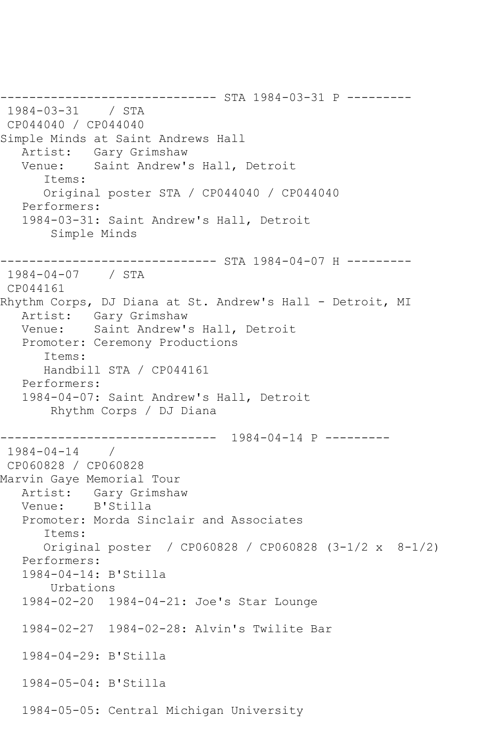```
------------------------------ STA 1984-03-31 P ---------
 1984-03-31    / STA
 CP044040 / CP044040
Simple Minds at Saint Andrews Hall
   Artist:   Gary Grimshaw
   Venue:    Saint Andrew's Hall, Detroit
      Items:
      Original poster STA / CP044040 / CP044040
   Performers:
   1984-03-31: Saint Andrew's Hall, Detroit
       Simple Minds

------------------------------ STA 1984-04-07 H ---------
 1984-04-07    / STA
 CP044161
Rhythm Corps, DJ Diana at St. Andrew's Hall - Detroit, MI
   Artist:   Gary Grimshaw
   Venue:    Saint Andrew's Hall, Detroit
   Promoter: Ceremony Productions
      Items:
      Handbill STA / CP044161
   Performers:
   1984-04-07: Saint Andrew's Hall, Detroit
       Rhythm Corps / DJ Diana

------------------------------  1984-04-14 P ---------
 1984-04-14    /
 CP060828 / CP060828
Marvin Gaye Memorial Tour
   Artist:   Gary Grimshaw
   Venue:    B'Stilla
   Promoter: Morda Sinclair and Associates
      Items:
      Original poster  / CP060828 / CP060828 (3-1/2 x  8-1/2)
   Performers:
   1984-04-14: B'Stilla
       Urbations
   1984-02-20  1984-04-21: Joe's Star Lounge

   1984-02-27  1984-02-28: Alvin's Twilite Bar

   1984-04-29: B'Stilla

   1984-05-04: B'Stilla

   1984-05-05: Central Michigan University
```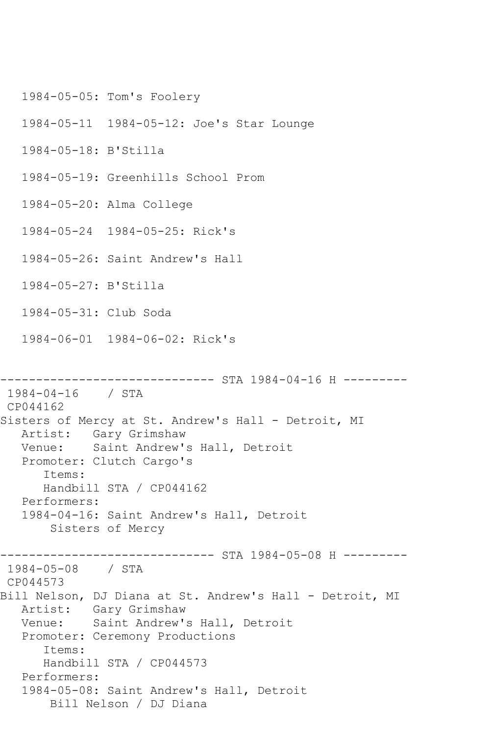1984-05-05: Tom's Foolery

1984-05-11  1984-05-12: Joe's Star Lounge

1984-05-18: B'Stilla

1984-05-19: Greenhills School Prom

1984-05-20: Alma College

1984-05-24  1984-05-25: Rick's

1984-05-26: Saint Andrew's Hall

1984-05-27: B'Stilla

1984-05-31: Club Soda

1984-06-01  1984-06-02: Rick's

```
------------------------------ STA 1984-04-16 H ---------
 1984-04-16    / STA
 CP044162
Sisters of Mercy at St. Andrew's Hall - Detroit, MI
   Artist:   Gary Grimshaw
   Venue:    Saint Andrew's Hall, Detroit
   Promoter: Clutch Cargo's
      Items:
      Handbill STA / CP044162
   Performers:
   1984-04-16: Saint Andrew's Hall, Detroit
       Sisters of Mercy

------------------------------ STA 1984-05-08 H ---------
 1984-05-08    / STA
 CP044573
Bill Nelson, DJ Diana at St. Andrew's Hall - Detroit, MI
   Artist:   Gary Grimshaw
   Venue:    Saint Andrew's Hall, Detroit
   Promoter: Ceremony Productions
      Items:
      Handbill STA / CP044573
   Performers:
   1984-05-08: Saint Andrew's Hall, Detroit
       Bill Nelson / DJ Diana
```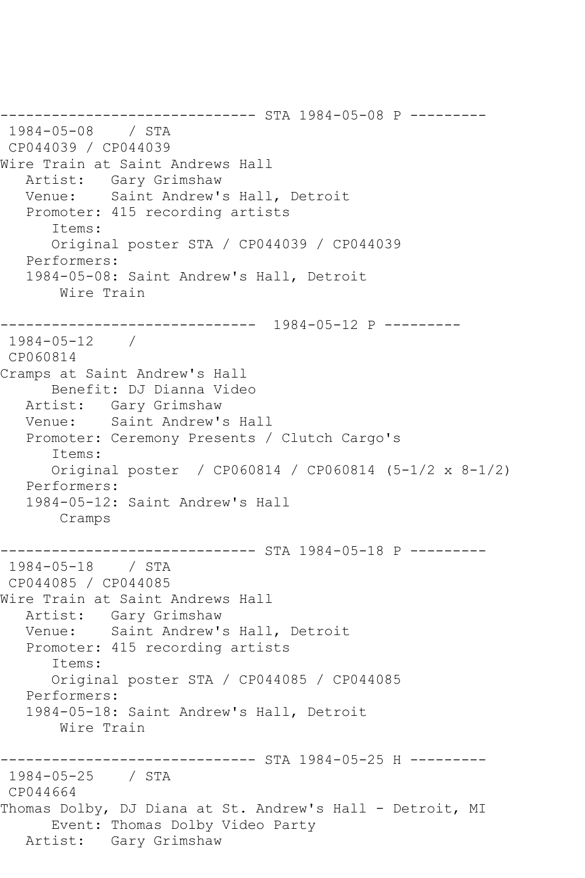```
------------------------------ STA 1984-05-08 P ---------
 1984-05-08    / STA
 CP044039 / CP044039
Wire Train at Saint Andrews Hall
   Artist:   Gary Grimshaw
   Venue:    Saint Andrew's Hall, Detroit
   Promoter: 415 recording artists
      Items:
      Original poster STA / CP044039 / CP044039
   Performers:
   1984-05-08: Saint Andrew's Hall, Detroit
       Wire Train

------------------------------  1984-05-12 P ---------
 1984-05-12    /
 CP060814
Cramps at Saint Andrew's Hall
      Benefit: DJ Dianna Video
   Artist:   Gary Grimshaw
   Venue:    Saint Andrew's Hall
   Promoter: Ceremony Presents / Clutch Cargo's
      Items:
      Original poster  / CP060814 / CP060814 (5-1/2 x 8-1/2)
   Performers:
   1984-05-12: Saint Andrew's Hall
       Cramps

------------------------------ STA 1984-05-18 P ---------
 1984-05-18    / STA
 CP044085 / CP044085
Wire Train at Saint Andrews Hall
   Artist:   Gary Grimshaw
   Venue:    Saint Andrew's Hall, Detroit
   Promoter: 415 recording artists
      Items:
      Original poster STA / CP044085 / CP044085
   Performers:
   1984-05-18: Saint Andrew's Hall, Detroit
       Wire Train

------------------------------ STA 1984-05-25 H ---------
 1984-05-25    / STA
 CP044664
Thomas Dolby, DJ Diana at St. Andrew's Hall - Detroit, MI
      Event: Thomas Dolby Video Party
   Artist:   Gary Grimshaw
```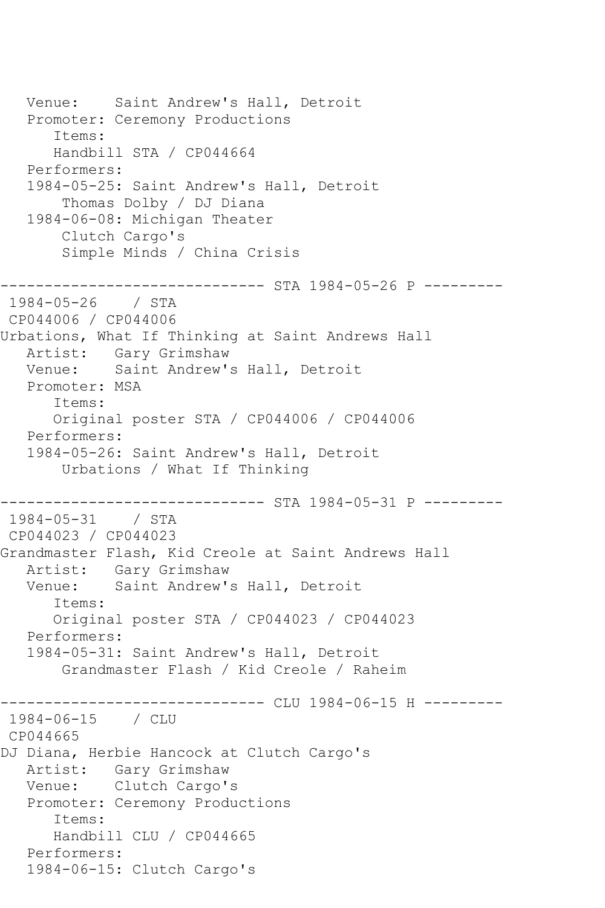```
   Venue:    Saint Andrew's Hall, Detroit
   Promoter: Ceremony Productions
      Items:
      Handbill STA / CP044664
   Performers:
   1984-05-25: Saint Andrew's Hall, Detroit
       Thomas Dolby / DJ Diana
   1984-06-08: Michigan Theater
       Clutch Cargo's
       Simple Minds / China Crisis

------------------------------ STA 1984-05-26 P ---------
 1984-05-26    / STA
 CP044006 / CP044006
Urbations, What If Thinking at Saint Andrews Hall
   Artist:   Gary Grimshaw
   Venue:    Saint Andrew's Hall, Detroit
   Promoter: MSA
      Items:
      Original poster STA / CP044006 / CP044006
   Performers:
   1984-05-26: Saint Andrew's Hall, Detroit
       Urbations / What If Thinking

------------------------------ STA 1984-05-31 P ---------
 1984-05-31    / STA
 CP044023 / CP044023
Grandmaster Flash, Kid Creole at Saint Andrews Hall
   Artist:   Gary Grimshaw
   Venue:    Saint Andrew's Hall, Detroit
      Items:
      Original poster STA / CP044023 / CP044023
   Performers:
   1984-05-31: Saint Andrew's Hall, Detroit
       Grandmaster Flash / Kid Creole / Raheim

------------------------------ CLU 1984-06-15 H ---------
 1984-06-15    / CLU
 CP044665
DJ Diana, Herbie Hancock at Clutch Cargo's
   Artist:   Gary Grimshaw
   Venue:    Clutch Cargo's
   Promoter: Ceremony Productions
      Items:
      Handbill CLU / CP044665
   Performers:
   1984-06-15: Clutch Cargo's
```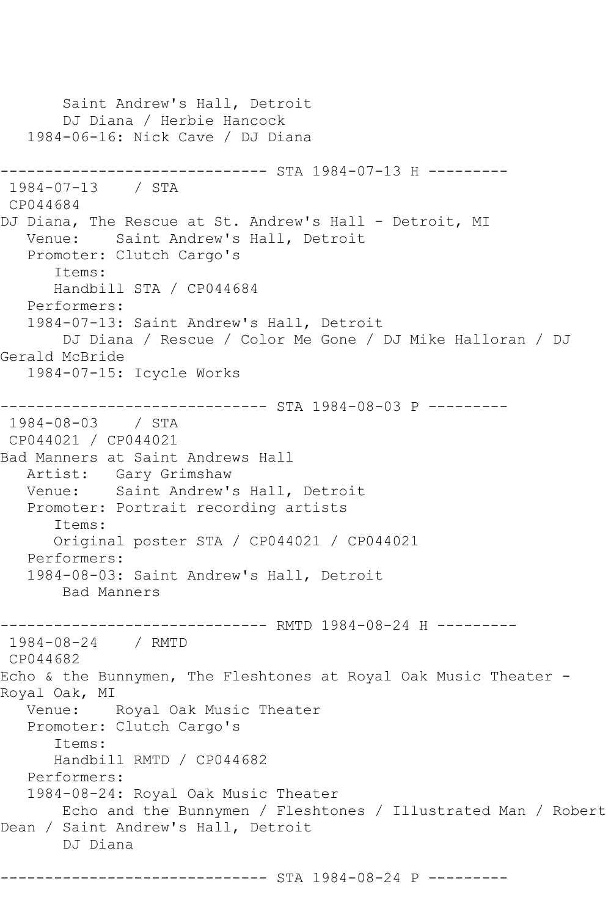```
       Saint Andrew's Hall, Detroit
        DJ Diana / Herbie Hancock
   1984-06-16: Nick Cave / DJ Diana

------------------------------ STA 1984-07-13 H ---------
 1984-07-13    / STA
 CP044684
DJ Diana, The Rescue at St. Andrew's Hall - Detroit, MI
   Venue:    Saint Andrew's Hall, Detroit
   Promoter: Clutch Cargo's
      Items:
      Handbill STA / CP044684
   Performers:
   1984-07-13: Saint Andrew's Hall, Detroit
        DJ Diana / Rescue / Color Me Gone / DJ Mike Halloran / DJ
Gerald McBride
   1984-07-15: Icycle Works

------------------------------ STA 1984-08-03 P ---------
 1984-08-03    / STA
 CP044021 / CP044021
Bad Manners at Saint Andrews Hall
   Artist:   Gary Grimshaw
   Venue:    Saint Andrew's Hall, Detroit
   Promoter: Portrait recording artists
      Items:
      Original poster STA / CP044021 / CP044021
   Performers:
   1984-08-03: Saint Andrew's Hall, Detroit
        Bad Manners

------------------------------ RMTD 1984-08-24 H ---------
 1984-08-24    / RMTD
 CP044682
Echo & the Bunnymen, The Fleshtones at Royal Oak Music Theater -
Royal Oak, MI
   Venue:    Royal Oak Music Theater
   Promoter: Clutch Cargo's
      Items:
      Handbill RMTD / CP044682
   Performers:
   1984-08-24: Royal Oak Music Theater
        Echo and the Bunnymen / Fleshtones / Illustrated Man / Robert
Dean / Saint Andrew's Hall, Detroit
        DJ Diana

------------------------------ STA 1984-08-24 P ---------
```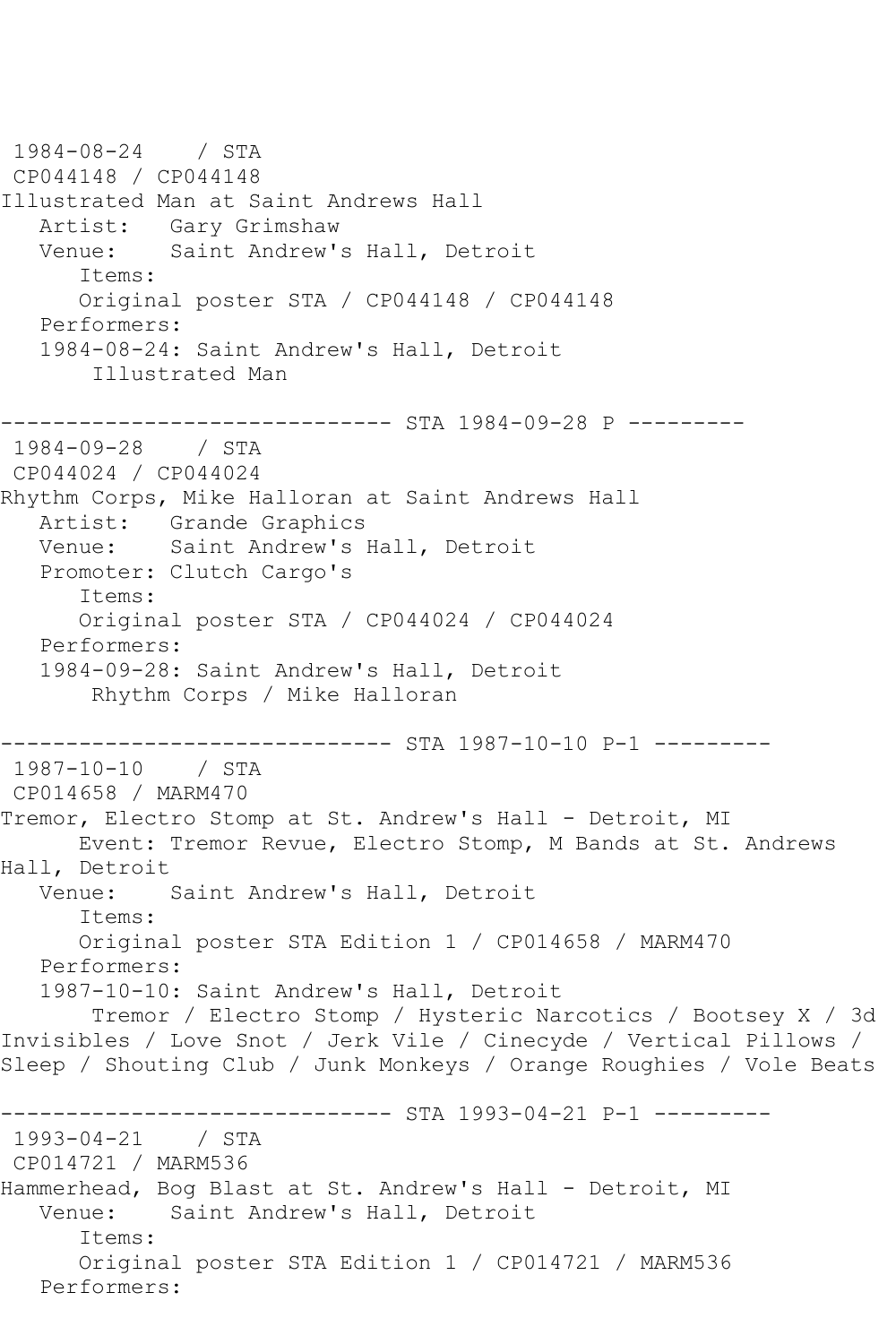1984-08-24 / STA
CP044148 / CP044148
Illustrated Man at Saint Andrews Hall
Artist: Gary Grimshaw
Venue: Saint Andrew's Hall, Detroit
Items:
Original poster STA / CP044148 / CP044148
Performers:
1984-08-24: Saint Andrew's Hall, Detroit
Illustrated Man

------------------------------ STA 1984-09-28 P ---------
1984-09-28 / STA
CP044024 / CP044024
Rhythm Corps, Mike Halloran at Saint Andrews Hall
Artist: Grande Graphics
Venue: Saint Andrew's Hall, Detroit
Promoter: Clutch Cargo's
Items:
Original poster STA / CP044024 / CP044024
Performers:
1984-09-28: Saint Andrew's Hall, Detroit
Rhythm Corps / Mike Halloran

------------------------------ STA 1987-10-10 P-1 ---------
1987-10-10 / STA
CP014658 / MARM470
Tremor, Electro Stomp at St. Andrew's Hall - Detroit, MI
Event: Tremor Revue, Electro Stomp, M Bands at St. Andrews Hall, Detroit
Venue: Saint Andrew's Hall, Detroit
Items:
Original poster STA Edition 1 / CP014658 / MARM470
Performers:
1987-10-10: Saint Andrew's Hall, Detroit
Tremor / Electro Stomp / Hysteric Narcotics / Bootsey X / 3d Invisibles / Love Snot / Jerk Vile / Cinecyde / Vertical Pillows / Sleep / Shouting Club / Junk Monkeys / Orange Roughies / Vole Beats

------------------------------ STA 1993-04-21 P-1 ---------
1993-04-21 / STA
CP014721 / MARM536
Hammerhead, Bog Blast at St. Andrew's Hall - Detroit, MI
Venue: Saint Andrew's Hall, Detroit
Items:
Original poster STA Edition 1 / CP014721 / MARM536
Performers: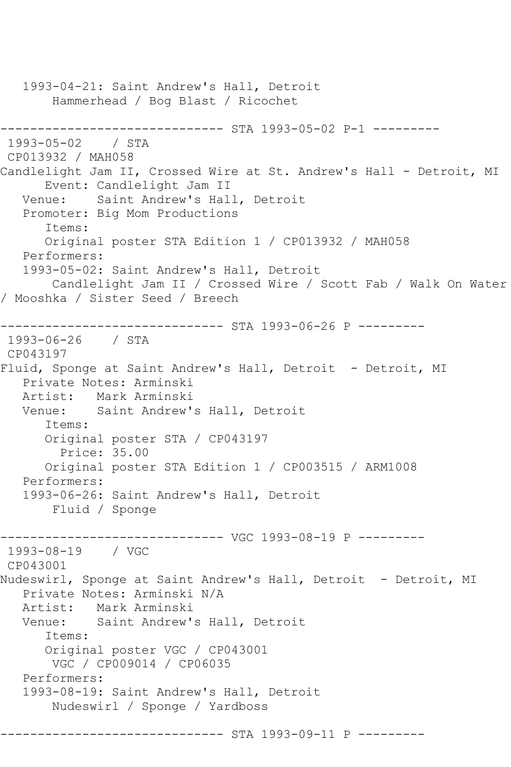1993-04-21: Saint Andrew's Hall, Detroit
Hammerhead / Bog Blast / Ricochet

------------------------------ STA 1993-05-02 P-1 ---------

1993-05-02 / STA
CP013932 / MAH058
Candlelight Jam II, Crossed Wire at St. Andrew's Hall - Detroit, MI
Event: Candlelight Jam II
Venue: Saint Andrew's Hall, Detroit
Promoter: Big Mom Productions
Items:
Original poster STA Edition 1 / CP013932 / MAH058
Performers:
1993-05-02: Saint Andrew's Hall, Detroit
Candlelight Jam II / Crossed Wire / Scott Fab / Walk On Water / Mooshka / Sister Seed / Breech

------------------------------ STA 1993-06-26 P ---------

1993-06-26 / STA
CP043197
Fluid, Sponge at Saint Andrew's Hall, Detroit - Detroit, MI
Private Notes: Arminski
Artist: Mark Arminski
Venue: Saint Andrew's Hall, Detroit
Items:
Original poster STA / CP043197
Price: 35.00
Original poster STA Edition 1 / CP003515 / ARM1008
Performers:
1993-06-26: Saint Andrew's Hall, Detroit
Fluid / Sponge

------------------------------ VGC 1993-08-19 P ---------

1993-08-19 / VGC
CP043001
Nudeswirl, Sponge at Saint Andrew's Hall, Detroit - Detroit, MI
Private Notes: Arminski N/A
Artist: Mark Arminski
Venue: Saint Andrew's Hall, Detroit
Items:
Original poster VGC / CP043001
VGC / CP009014 / CP06035
Performers:
1993-08-19: Saint Andrew's Hall, Detroit
Nudeswirl / Sponge / Yardboss

------------------------------ STA 1993-09-11 P ---------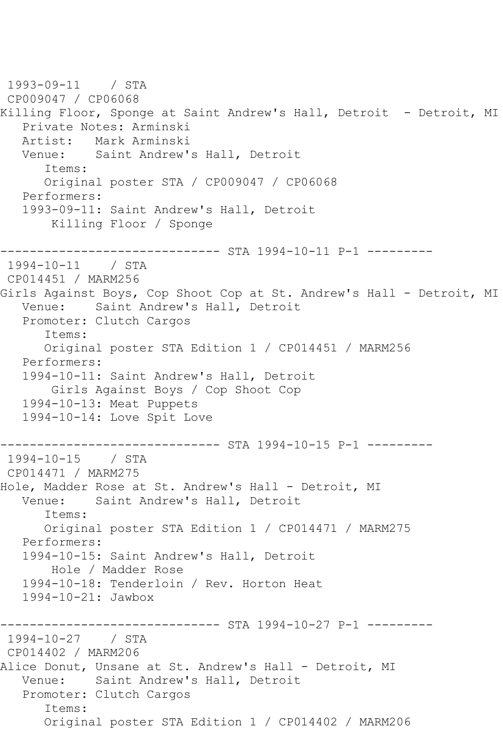1993-09-11 / STA
CP009047 / CP06068
Killing Floor, Sponge at Saint Andrew's Hall, Detroit - Detroit, MI
Private Notes: Arminski
Artist: Mark Arminski
Venue: Saint Andrew's Hall, Detroit
Items:
Original poster STA / CP009047 / CP06068
Performers:
1993-09-11: Saint Andrew's Hall, Detroit
Killing Floor / Sponge

------------------------------ STA 1994-10-11 P-1 ---------
1994-10-11 / STA
CP014451 / MARM256
Girls Against Boys, Cop Shoot Cop at St. Andrew's Hall - Detroit, MI
Venue: Saint Andrew's Hall, Detroit
Promoter: Clutch Cargos
Items:
Original poster STA Edition 1 / CP014451 / MARM256
Performers:
1994-10-11: Saint Andrew's Hall, Detroit
Girls Against Boys / Cop Shoot Cop
1994-10-13: Meat Puppets
1994-10-14: Love Spit Love

------------------------------ STA 1994-10-15 P-1 ---------
1994-10-15 / STA
CP014471 / MARM275
Hole, Madder Rose at St. Andrew's Hall - Detroit, MI
Venue: Saint Andrew's Hall, Detroit
Items:
Original poster STA Edition 1 / CP014471 / MARM275
Performers:
1994-10-15: Saint Andrew's Hall, Detroit
Hole / Madder Rose
1994-10-18: Tenderloin / Rev. Horton Heat
1994-10-21: Jawbox

------------------------------ STA 1994-10-27 P-1 ---------
1994-10-27 / STA
CP014402 / MARM206
Alice Donut, Unsane at St. Andrew's Hall - Detroit, MI
Venue: Saint Andrew's Hall, Detroit
Promoter: Clutch Cargos
Items:
Original poster STA Edition 1 / CP014402 / MARM206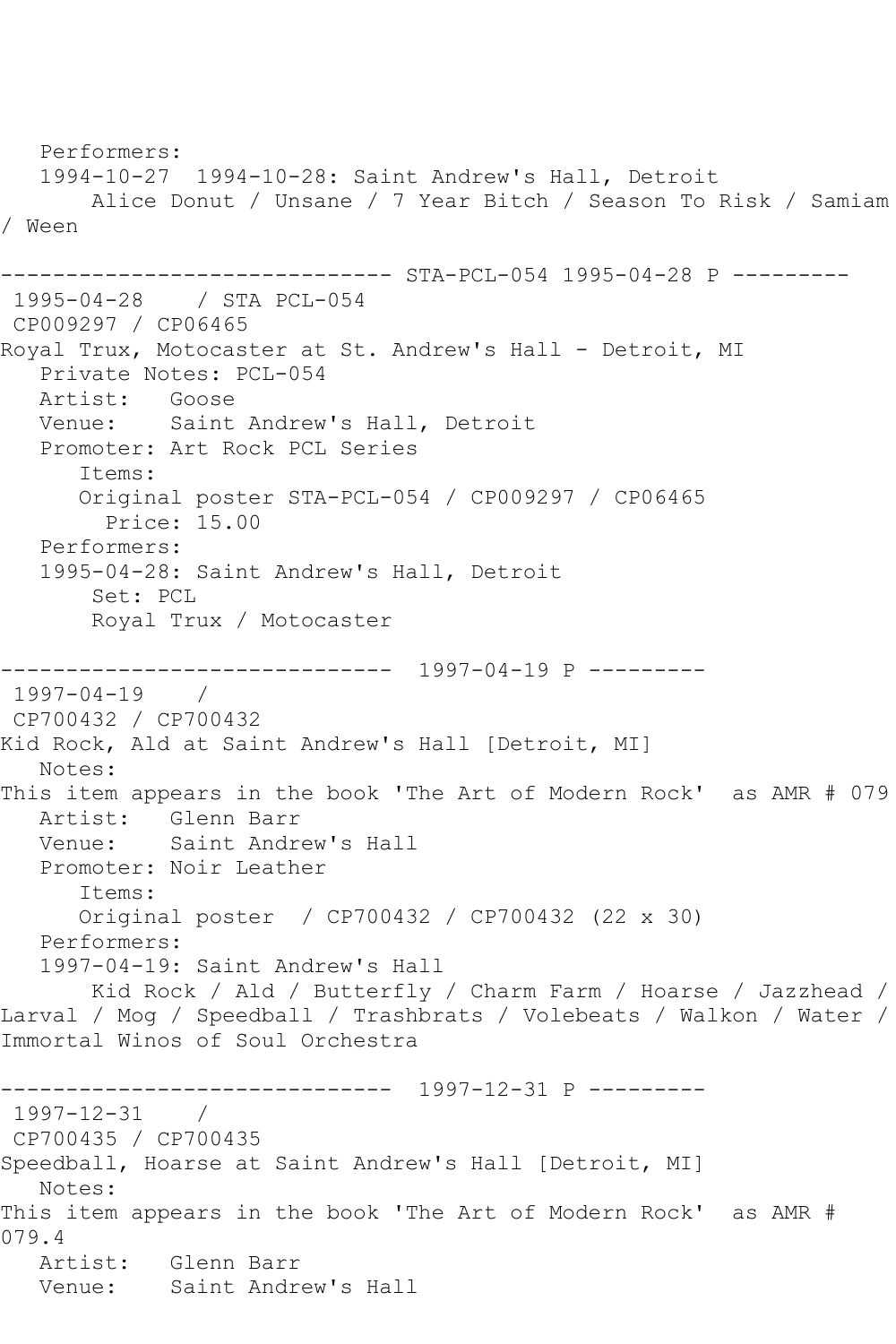Performers:
1994-10-27 1994-10-28: Saint Andrew's Hall, Detroit
Alice Donut / Unsane / 7 Year Bitch / Season To Risk / Samiam / Ween

------------------------------ STA-PCL-054 1995-04-28 P ---------

1995-04-28 / STA PCL-054
CP009297 / CP06465
Royal Trux, Motocaster at St. Andrew's Hall - Detroit, MI
Private Notes: PCL-054
Artist: Goose
Venue: Saint Andrew's Hall, Detroit
Promoter: Art Rock PCL Series
Items:
Original poster STA-PCL-054 / CP009297 / CP06465
Price: 15.00
Performers:
1995-04-28: Saint Andrew's Hall, Detroit
Set: PCL
Royal Trux / Motocaster

------------------------------ 1997-04-19 P ---------

1997-04-19 /
CP700432 / CP700432
Kid Rock, Ald at Saint Andrew's Hall [Detroit, MI]
Notes:
This item appears in the book 'The Art of Modern Rock' as AMR # 079
Artist: Glenn Barr
Venue: Saint Andrew's Hall
Promoter: Noir Leather
Items:
Original poster / CP700432 / CP700432 (22 x 30)
Performers:
1997-04-19: Saint Andrew's Hall
Kid Rock / Ald / Butterfly / Charm Farm / Hoarse / Jazzhead / Larval / Mog / Speedball / Trashbrats / Volebeats / Walkon / Water / Immortal Winos of Soul Orchestra

------------------------------ 1997-12-31 P ---------

1997-12-31 /
CP700435 / CP700435
Speedball, Hoarse at Saint Andrew's Hall [Detroit, MI]
Notes:
This item appears in the book 'The Art of Modern Rock' as AMR # 079.4
Artist: Glenn Barr
Venue: Saint Andrew's Hall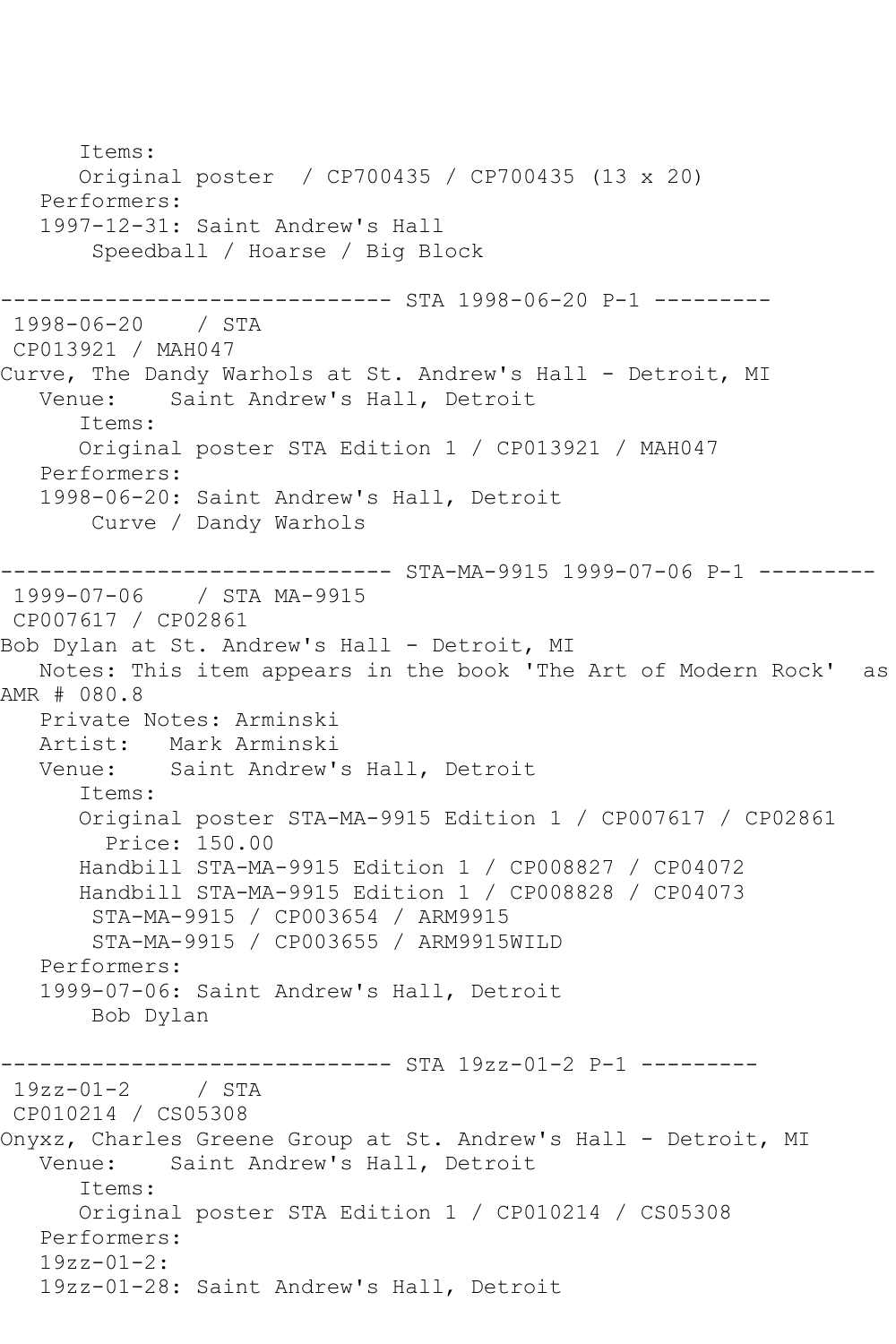```
      Items:
      Original poster  / CP700435 / CP700435 (13 x 20)
   Performers:
   1997-12-31: Saint Andrew's Hall
       Speedball / Hoarse / Big Block

------------------------------ STA 1998-06-20 P-1 ---------
 1998-06-20    / STA
 CP013921 / MAH047
Curve, The Dandy Warhols at St. Andrew's Hall - Detroit, MI
   Venue:    Saint Andrew's Hall, Detroit
      Items:
      Original poster STA Edition 1 / CP013921 / MAH047
   Performers:
   1998-06-20: Saint Andrew's Hall, Detroit
       Curve / Dandy Warhols

------------------------------ STA-MA-9915 1999-07-06 P-1 ---------
 1999-07-06    / STA MA-9915
 CP007617 / CP02861
Bob Dylan at St. Andrew's Hall - Detroit, MI
   Notes: This item appears in the book 'The Art of Modern Rock'  as
AMR # 080.8
   Private Notes: Arminski
   Artist:   Mark Arminski
   Venue:    Saint Andrew's Hall, Detroit
      Items:
      Original poster STA-MA-9915 Edition 1 / CP007617 / CP02861
        Price: 150.00
      Handbill STA-MA-9915 Edition 1 / CP008827 / CP04072
      Handbill STA-MA-9915 Edition 1 / CP008828 / CP04073
       STA-MA-9915 / CP003654 / ARM9915
       STA-MA-9915 / CP003655 / ARM9915WILD
   Performers:
   1999-07-06: Saint Andrew's Hall, Detroit
       Bob Dylan

------------------------------ STA 19zz-01-2 P-1 ---------
 19zz-01-2     / STA
 CP010214 / CS05308
Onyxz, Charles Greene Group at St. Andrew's Hall - Detroit, MI
   Venue:    Saint Andrew's Hall, Detroit
      Items:
      Original poster STA Edition 1 / CP010214 / CS05308
   Performers:
   19zz-01-2:
   19zz-01-28: Saint Andrew's Hall, Detroit
```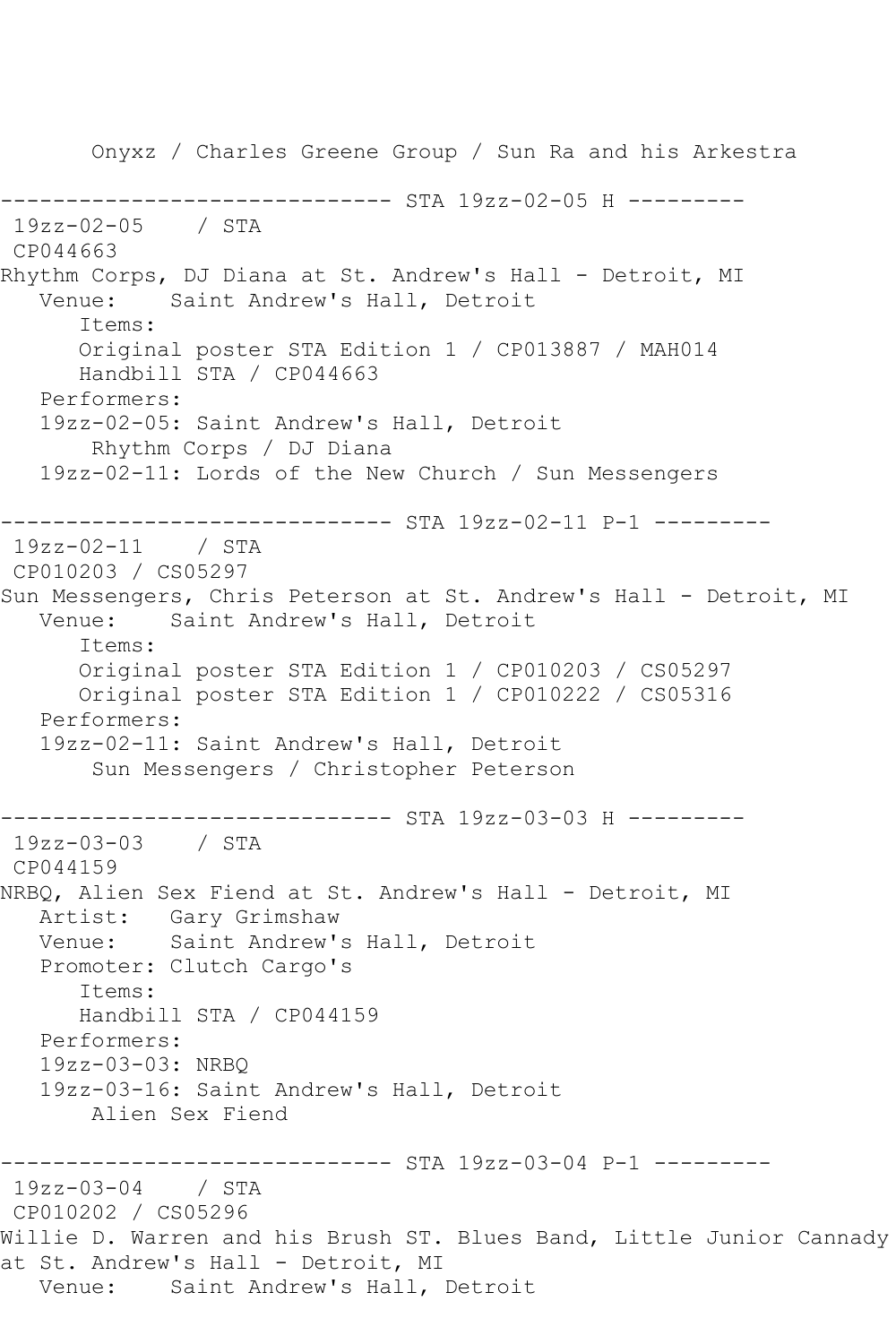Onyxz / Charles Greene Group / Sun Ra and his Arkestra

------------------------------ STA 19zz-02-05 H ---------

19zz-02-05 / STA

CP044663

Rhythm Corps, DJ Diana at St. Andrew's Hall - Detroit, MI

Venue: Saint Andrew's Hall, Detroit

Items:

Original poster STA Edition 1 / CP013887 / MAH014

Handbill STA / CP044663

Performers:

19zz-02-05: Saint Andrew's Hall, Detroit

Rhythm Corps / DJ Diana

19zz-02-11: Lords of the New Church / Sun Messengers

------------------------------ STA 19zz-02-11 P-1 ---------

19zz-02-11 / STA

CP010203 / CS05297

Sun Messengers, Chris Peterson at St. Andrew's Hall - Detroit, MI

Venue: Saint Andrew's Hall, Detroit

Items:

Original poster STA Edition 1 / CP010203 / CS05297

Original poster STA Edition 1 / CP010222 / CS05316

Performers:

19zz-02-11: Saint Andrew's Hall, Detroit

Sun Messengers / Christopher Peterson

------------------------------ STA 19zz-03-03 H ---------

19zz-03-03 / STA

CP044159

NRBQ, Alien Sex Fiend at St. Andrew's Hall - Detroit, MI

Artist: Gary Grimshaw

Venue: Saint Andrew's Hall, Detroit

Promoter: Clutch Cargo's

Items:

Handbill STA / CP044159

Performers:

19zz-03-03: NRBQ

19zz-03-16: Saint Andrew's Hall, Detroit

Alien Sex Fiend

------------------------------ STA 19zz-03-04 P-1 ---------

19zz-03-04 / STA

CP010202 / CS05296

Willie D. Warren and his Brush ST. Blues Band, Little Junior Cannady at St. Andrew's Hall - Detroit, MI

Venue: Saint Andrew's Hall, Detroit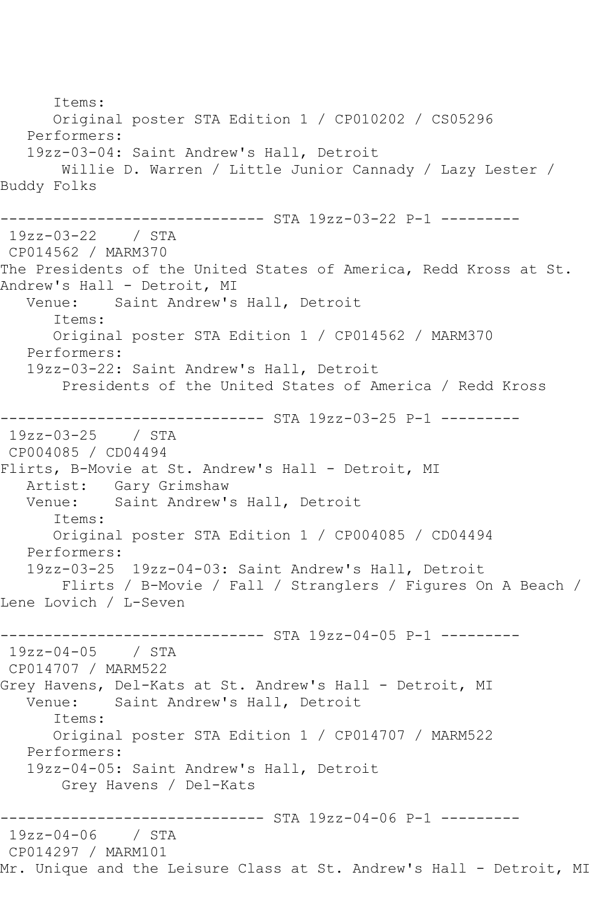```
      Items:
      Original poster STA Edition 1 / CP010202 / CS05296
   Performers:
   19zz-03-04: Saint Andrew's Hall, Detroit
       Willie D. Warren / Little Junior Cannady / Lazy Lester /
Buddy Folks

------------------------------ STA 19zz-03-22 P-1 ---------
 19zz-03-22    / STA
 CP014562 / MARM370
The Presidents of the United States of America, Redd Kross at St.
Andrew's Hall - Detroit, MI
   Venue:    Saint Andrew's Hall, Detroit
      Items:
      Original poster STA Edition 1 / CP014562 / MARM370
   Performers:
   19zz-03-22: Saint Andrew's Hall, Detroit
       Presidents of the United States of America / Redd Kross

------------------------------ STA 19zz-03-25 P-1 ---------
 19zz-03-25    / STA
 CP004085 / CD04494
Flirts, B-Movie at St. Andrew's Hall - Detroit, MI
   Artist:   Gary Grimshaw
   Venue:    Saint Andrew's Hall, Detroit
      Items:
      Original poster STA Edition 1 / CP004085 / CD04494
   Performers:
   19zz-03-25  19zz-04-03: Saint Andrew's Hall, Detroit
       Flirts / B-Movie / Fall / Stranglers / Figures On A Beach /
Lene Lovich / L-Seven

------------------------------ STA 19zz-04-05 P-1 ---------
 19zz-04-05    / STA
 CP014707 / MARM522
Grey Havens, Del-Kats at St. Andrew's Hall - Detroit, MI
   Venue:    Saint Andrew's Hall, Detroit
      Items:
      Original poster STA Edition 1 / CP014707 / MARM522
   Performers:
   19zz-04-05: Saint Andrew's Hall, Detroit
       Grey Havens / Del-Kats

------------------------------ STA 19zz-04-06 P-1 ---------
 19zz-04-06    / STA
 CP014297 / MARM101
Mr. Unique and the Leisure Class at St. Andrew's Hall - Detroit, MI
```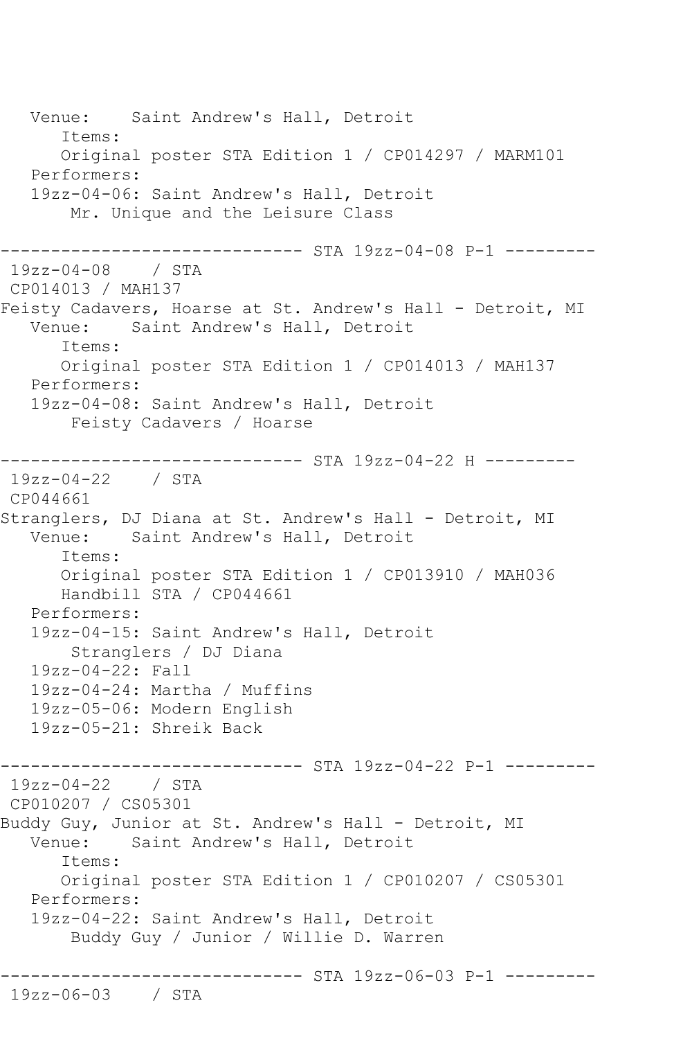```
   Venue:    Saint Andrew's Hall, Detroit
      Items:
      Original poster STA Edition 1 / CP014297 / MARM101
   Performers:
   19zz-04-06: Saint Andrew's Hall, Detroit
       Mr. Unique and the Leisure Class

------------------------------ STA 19zz-04-08 P-1 ---------
 19zz-04-08    / STA
 CP014013 / MAH137
Feisty Cadavers, Hoarse at St. Andrew's Hall - Detroit, MI
   Venue:    Saint Andrew's Hall, Detroit
      Items:
      Original poster STA Edition 1 / CP014013 / MAH137
   Performers:
   19zz-04-08: Saint Andrew's Hall, Detroit
       Feisty Cadavers / Hoarse

------------------------------ STA 19zz-04-22 H ---------
 19zz-04-22    / STA
 CP044661
Stranglers, DJ Diana at St. Andrew's Hall - Detroit, MI
   Venue:    Saint Andrew's Hall, Detroit
      Items:
      Original poster STA Edition 1 / CP013910 / MAH036
      Handbill STA / CP044661
   Performers:
   19zz-04-15: Saint Andrew's Hall, Detroit
       Stranglers / DJ Diana
   19zz-04-22: Fall
   19zz-04-24: Martha / Muffins
   19zz-05-06: Modern English
   19zz-05-21: Shreik Back

------------------------------ STA 19zz-04-22 P-1 ---------
 19zz-04-22    / STA
 CP010207 / CS05301
Buddy Guy, Junior at St. Andrew's Hall - Detroit, MI
   Venue:    Saint Andrew's Hall, Detroit
      Items:
      Original poster STA Edition 1 / CP010207 / CS05301
   Performers:
   19zz-04-22: Saint Andrew's Hall, Detroit
       Buddy Guy / Junior / Willie D. Warren

------------------------------ STA 19zz-06-03 P-1 ---------
 19zz-06-03    / STA
```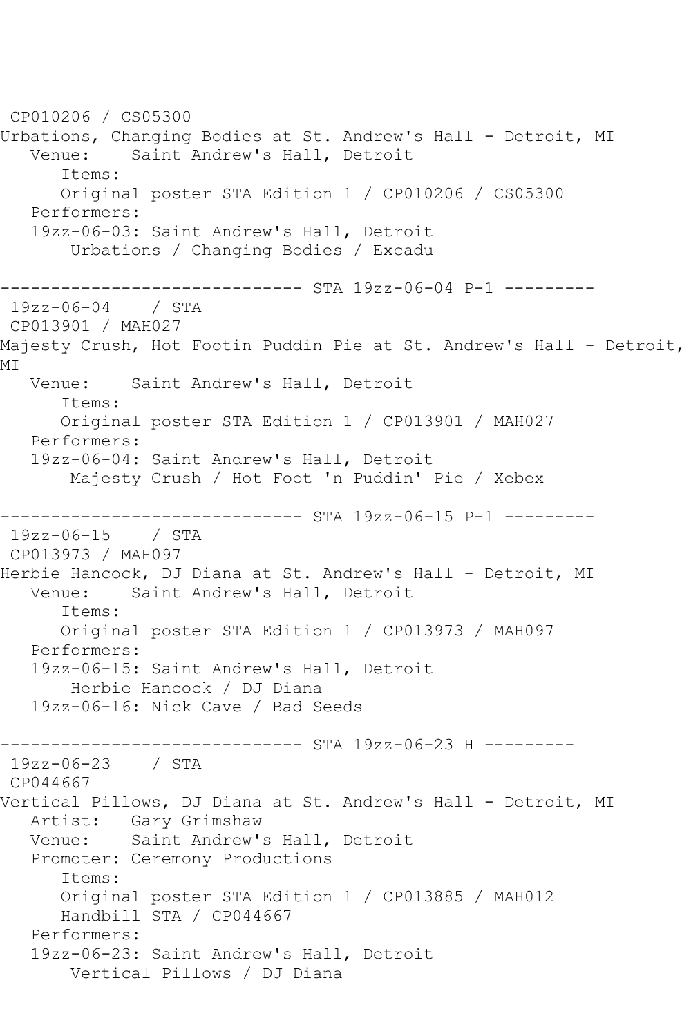CP010206 / CS05300
Urbations, Changing Bodies at St. Andrew's Hall - Detroit, MI
   Venue:    Saint Andrew's Hall, Detroit
      Items:
      Original poster STA Edition 1 / CP010206 / CS05300
   Performers:
   19zz-06-03: Saint Andrew's Hall, Detroit
       Urbations / Changing Bodies / Excadu

------------------------------ STA 19zz-06-04 P-1 ---------
 19zz-06-04    / STA
 CP013901 / MAH027
Majesty Crush, Hot Footin Puddin Pie at St. Andrew's Hall - Detroit, MI
   Venue:    Saint Andrew's Hall, Detroit
      Items:
      Original poster STA Edition 1 / CP013901 / MAH027
   Performers:
   19zz-06-04: Saint Andrew's Hall, Detroit
       Majesty Crush / Hot Foot 'n Puddin' Pie / Xebex

------------------------------ STA 19zz-06-15 P-1 ---------
 19zz-06-15    / STA
 CP013973 / MAH097
Herbie Hancock, DJ Diana at St. Andrew's Hall - Detroit, MI
   Venue:    Saint Andrew's Hall, Detroit
      Items:
      Original poster STA Edition 1 / CP013973 / MAH097
   Performers:
   19zz-06-15: Saint Andrew's Hall, Detroit
       Herbie Hancock / DJ Diana
   19zz-06-16: Nick Cave / Bad Seeds

------------------------------ STA 19zz-06-23 H ---------
 19zz-06-23    / STA
 CP044667
Vertical Pillows, DJ Diana at St. Andrew's Hall - Detroit, MI
   Artist:   Gary Grimshaw
   Venue:    Saint Andrew's Hall, Detroit
   Promoter: Ceremony Productions
      Items:
      Original poster STA Edition 1 / CP013885 / MAH012
      Handbill STA / CP044667
   Performers:
   19zz-06-23: Saint Andrew's Hall, Detroit
       Vertical Pillows / DJ Diana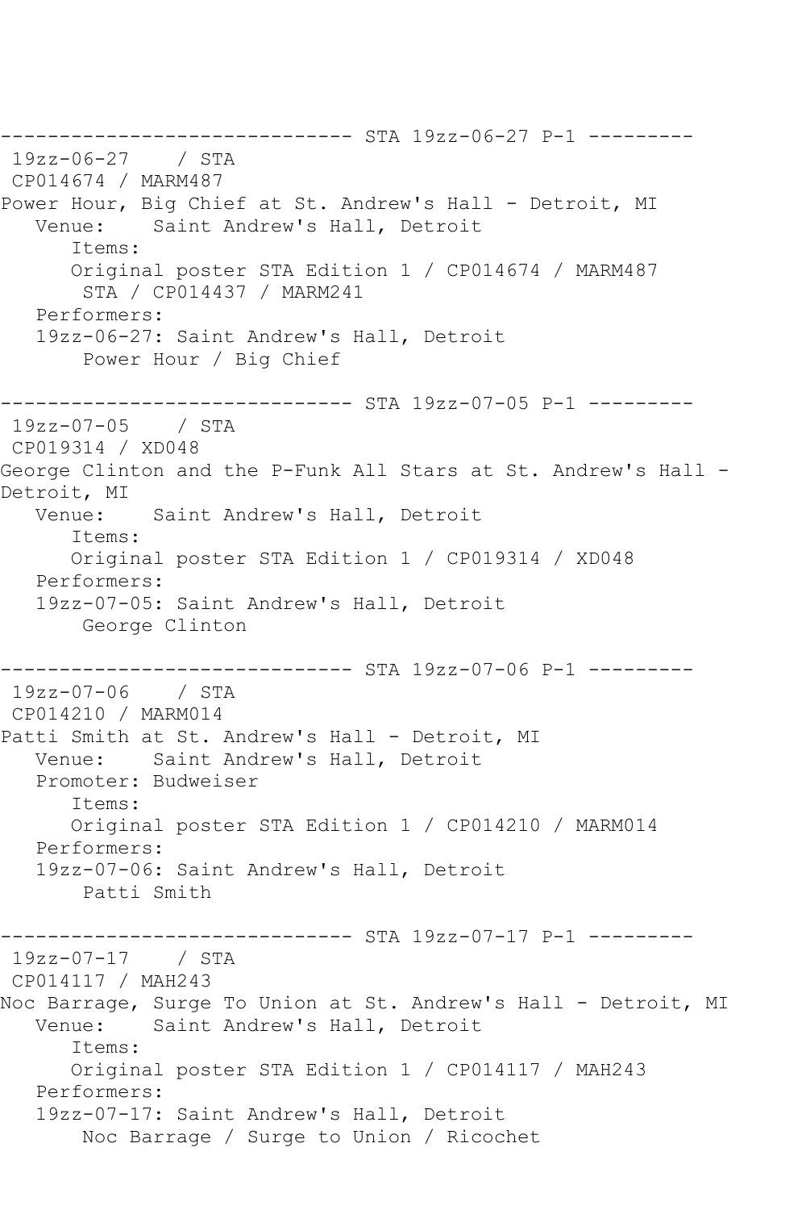```
------------------------------ STA 19zz-06-27 P-1 ---------
 19zz-06-27    / STA
 CP014674 / MARM487
Power Hour, Big Chief at St. Andrew's Hall - Detroit, MI
   Venue:    Saint Andrew's Hall, Detroit
      Items:
      Original poster STA Edition 1 / CP014674 / MARM487
       STA / CP014437 / MARM241
   Performers:
   19zz-06-27: Saint Andrew's Hall, Detroit
       Power Hour / Big Chief

------------------------------ STA 19zz-07-05 P-1 ---------
 19zz-07-05    / STA
 CP019314 / XD048
George Clinton and the P-Funk All Stars at St. Andrew's Hall - 
Detroit, MI
   Venue:    Saint Andrew's Hall, Detroit
      Items:
      Original poster STA Edition 1 / CP019314 / XD048
   Performers:
   19zz-07-05: Saint Andrew's Hall, Detroit
       George Clinton

------------------------------ STA 19zz-07-06 P-1 ---------
 19zz-07-06    / STA
 CP014210 / MARM014
Patti Smith at St. Andrew's Hall - Detroit, MI
   Venue:    Saint Andrew's Hall, Detroit
   Promoter: Budweiser
      Items:
      Original poster STA Edition 1 / CP014210 / MARM014
   Performers:
   19zz-07-06: Saint Andrew's Hall, Detroit
       Patti Smith

------------------------------ STA 19zz-07-17 P-1 ---------
 19zz-07-17    / STA
 CP014117 / MAH243
Noc Barrage, Surge To Union at St. Andrew's Hall - Detroit, MI
   Venue:    Saint Andrew's Hall, Detroit
      Items:
      Original poster STA Edition 1 / CP014117 / MAH243
   Performers:
   19zz-07-17: Saint Andrew's Hall, Detroit
       Noc Barrage / Surge to Union / Ricochet
```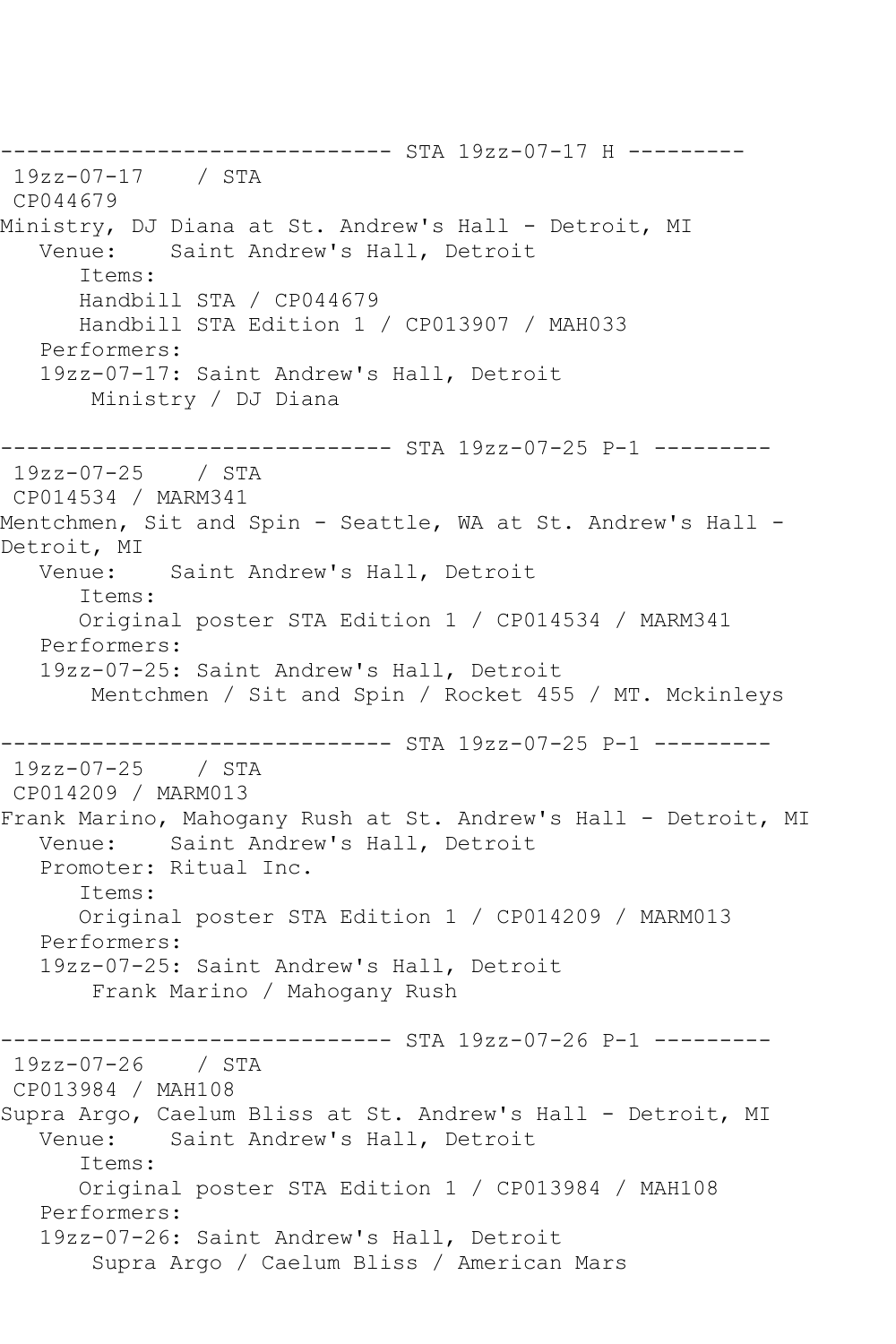```
------------------------------ STA 19zz-07-17 H ---------
 19zz-07-17    / STA
 CP044679
Ministry, DJ Diana at St. Andrew's Hall - Detroit, MI
   Venue:    Saint Andrew's Hall, Detroit
      Items:
      Handbill STA / CP044679
      Handbill STA Edition 1 / CP013907 / MAH033
   Performers:
   19zz-07-17: Saint Andrew's Hall, Detroit
       Ministry / DJ Diana

------------------------------ STA 19zz-07-25 P-1 ---------
 19zz-07-25    / STA
 CP014534 / MARM341
Mentchmen, Sit and Spin - Seattle, WA at St. Andrew's Hall -
Detroit, MI
   Venue:    Saint Andrew's Hall, Detroit
      Items:
      Original poster STA Edition 1 / CP014534 / MARM341
   Performers:
   19zz-07-25: Saint Andrew's Hall, Detroit
       Mentchmen / Sit and Spin / Rocket 455 / MT. Mckinleys

------------------------------ STA 19zz-07-25 P-1 ---------
 19zz-07-25    / STA
 CP014209 / MARM013
Frank Marino, Mahogany Rush at St. Andrew's Hall - Detroit, MI
   Venue:    Saint Andrew's Hall, Detroit
   Promoter: Ritual Inc.
      Items:
      Original poster STA Edition 1 / CP014209 / MARM013
   Performers:
   19zz-07-25: Saint Andrew's Hall, Detroit
       Frank Marino / Mahogany Rush

------------------------------ STA 19zz-07-26 P-1 ---------
 19zz-07-26    / STA
 CP013984 / MAH108
Supra Argo, Caelum Bliss at St. Andrew's Hall - Detroit, MI
   Venue:    Saint Andrew's Hall, Detroit
      Items:
      Original poster STA Edition 1 / CP013984 / MAH108
   Performers:
   19zz-07-26: Saint Andrew's Hall, Detroit
       Supra Argo / Caelum Bliss / American Mars
```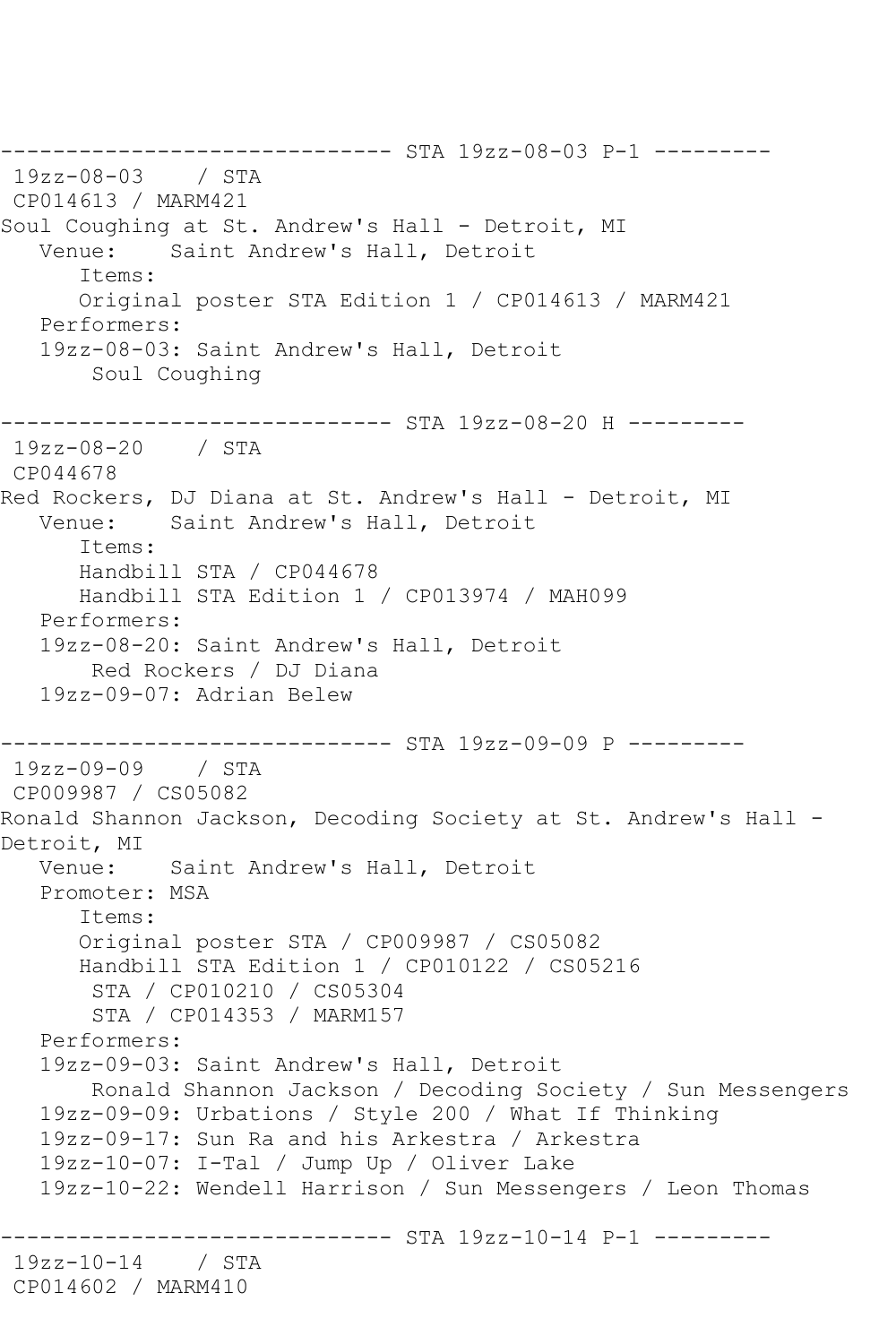```
------------------------------ STA 19zz-08-03 P-1 ---------
 19zz-08-03    / STA
 CP014613 / MARM421
Soul Coughing at St. Andrew's Hall - Detroit, MI
   Venue:    Saint Andrew's Hall, Detroit
      Items:
      Original poster STA Edition 1 / CP014613 / MARM421
   Performers:
   19zz-08-03: Saint Andrew's Hall, Detroit
       Soul Coughing

------------------------------ STA 19zz-08-20 H ---------
 19zz-08-20    / STA
 CP044678
Red Rockers, DJ Diana at St. Andrew's Hall - Detroit, MI
   Venue:    Saint Andrew's Hall, Detroit
      Items:
      Handbill STA / CP044678
      Handbill STA Edition 1 / CP013974 / MAH099
   Performers:
   19zz-08-20: Saint Andrew's Hall, Detroit
       Red Rockers / DJ Diana
   19zz-09-07: Adrian Belew

------------------------------ STA 19zz-09-09 P ---------
 19zz-09-09    / STA
 CP009987 / CS05082
Ronald Shannon Jackson, Decoding Society at St. Andrew's Hall - 
Detroit, MI
   Venue:    Saint Andrew's Hall, Detroit
   Promoter: MSA
      Items:
      Original poster STA / CP009987 / CS05082
      Handbill STA Edition 1 / CP010122 / CS05216
       STA / CP010210 / CS05304
       STA / CP014353 / MARM157
   Performers:
   19zz-09-03: Saint Andrew's Hall, Detroit
       Ronald Shannon Jackson / Decoding Society / Sun Messengers
   19zz-09-09: Urbations / Style 200 / What If Thinking
   19zz-09-17: Sun Ra and his Arkestra / Arkestra
   19zz-10-07: I-Tal / Jump Up / Oliver Lake
   19zz-10-22: Wendell Harrison / Sun Messengers / Leon Thomas

------------------------------ STA 19zz-10-14 P-1 ---------
 19zz-10-14    / STA
 CP014602 / MARM410
```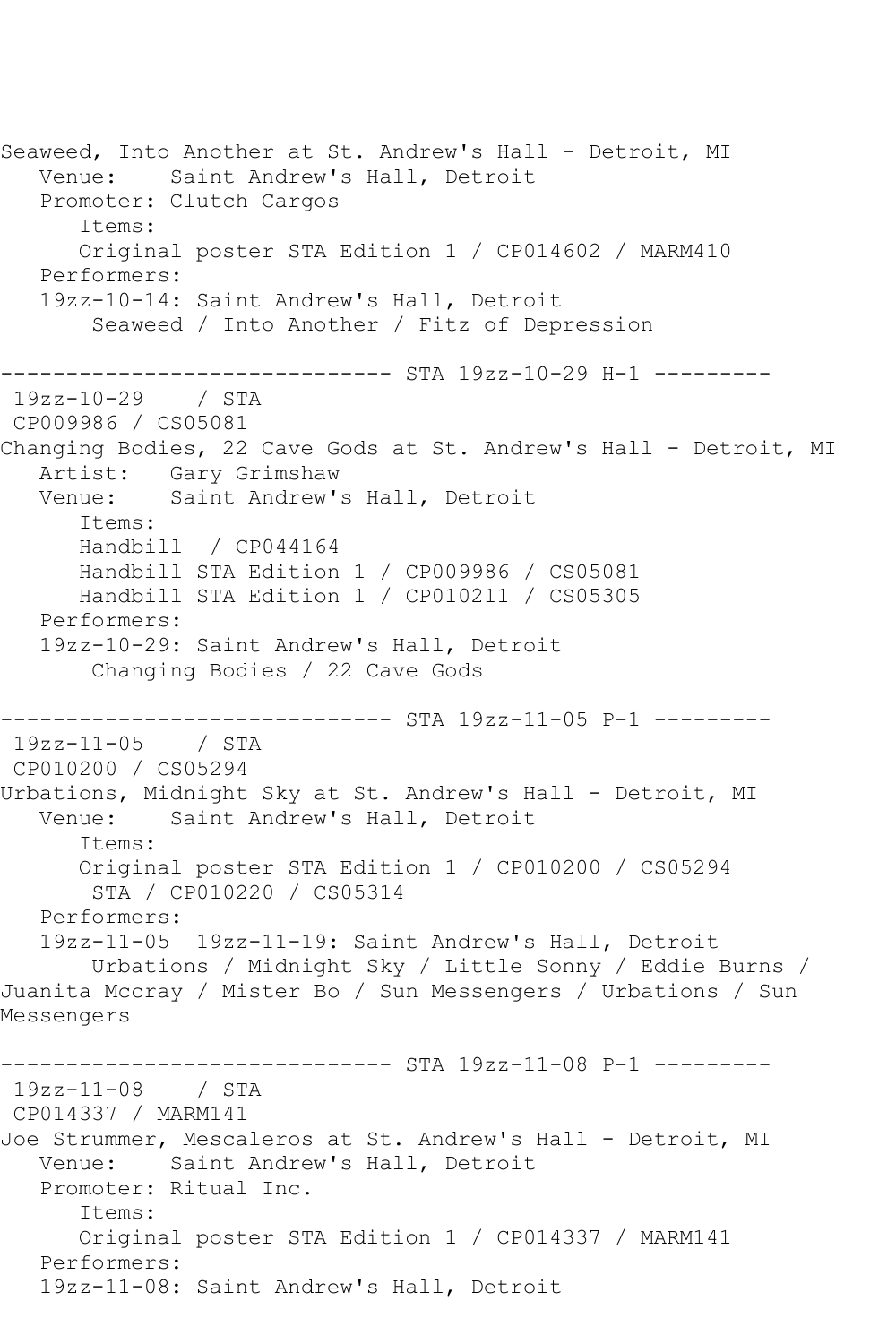Seaweed, Into Another at St. Andrew's Hall - Detroit, MI
   Venue:    Saint Andrew's Hall, Detroit
   Promoter: Clutch Cargos
      Items:
      Original poster STA Edition 1 / CP014602 / MARM410
   Performers:
   19zz-10-14: Saint Andrew's Hall, Detroit
       Seaweed / Into Another / Fitz of Depression

------------------------------ STA 19zz-10-29 H-1 ---------
 19zz-10-29    / STA
 CP009986 / CS05081
Changing Bodies, 22 Cave Gods at St. Andrew's Hall - Detroit, MI
   Artist:   Gary Grimshaw
   Venue:    Saint Andrew's Hall, Detroit
      Items:
      Handbill  / CP044164
      Handbill STA Edition 1 / CP009986 / CS05081
      Handbill STA Edition 1 / CP010211 / CS05305
   Performers:
   19zz-10-29: Saint Andrew's Hall, Detroit
       Changing Bodies / 22 Cave Gods

------------------------------ STA 19zz-11-05 P-1 ---------
 19zz-11-05    / STA
 CP010200 / CS05294
Urbations, Midnight Sky at St. Andrew's Hall - Detroit, MI
   Venue:    Saint Andrew's Hall, Detroit
      Items:
      Original poster STA Edition 1 / CP010200 / CS05294
       STA / CP010220 / CS05314
   Performers:
   19zz-11-05  19zz-11-19: Saint Andrew's Hall, Detroit
       Urbations / Midnight Sky / Little Sonny / Eddie Burns / Juanita Mccray / Mister Bo / Sun Messengers / Urbations / Sun Messengers

------------------------------ STA 19zz-11-08 P-1 ---------
 19zz-11-08    / STA
 CP014337 / MARM141
Joe Strummer, Mescaleros at St. Andrew's Hall - Detroit, MI
   Venue:    Saint Andrew's Hall, Detroit
   Promoter: Ritual Inc.
      Items:
      Original poster STA Edition 1 / CP014337 / MARM141
   Performers:
   19zz-11-08: Saint Andrew's Hall, Detroit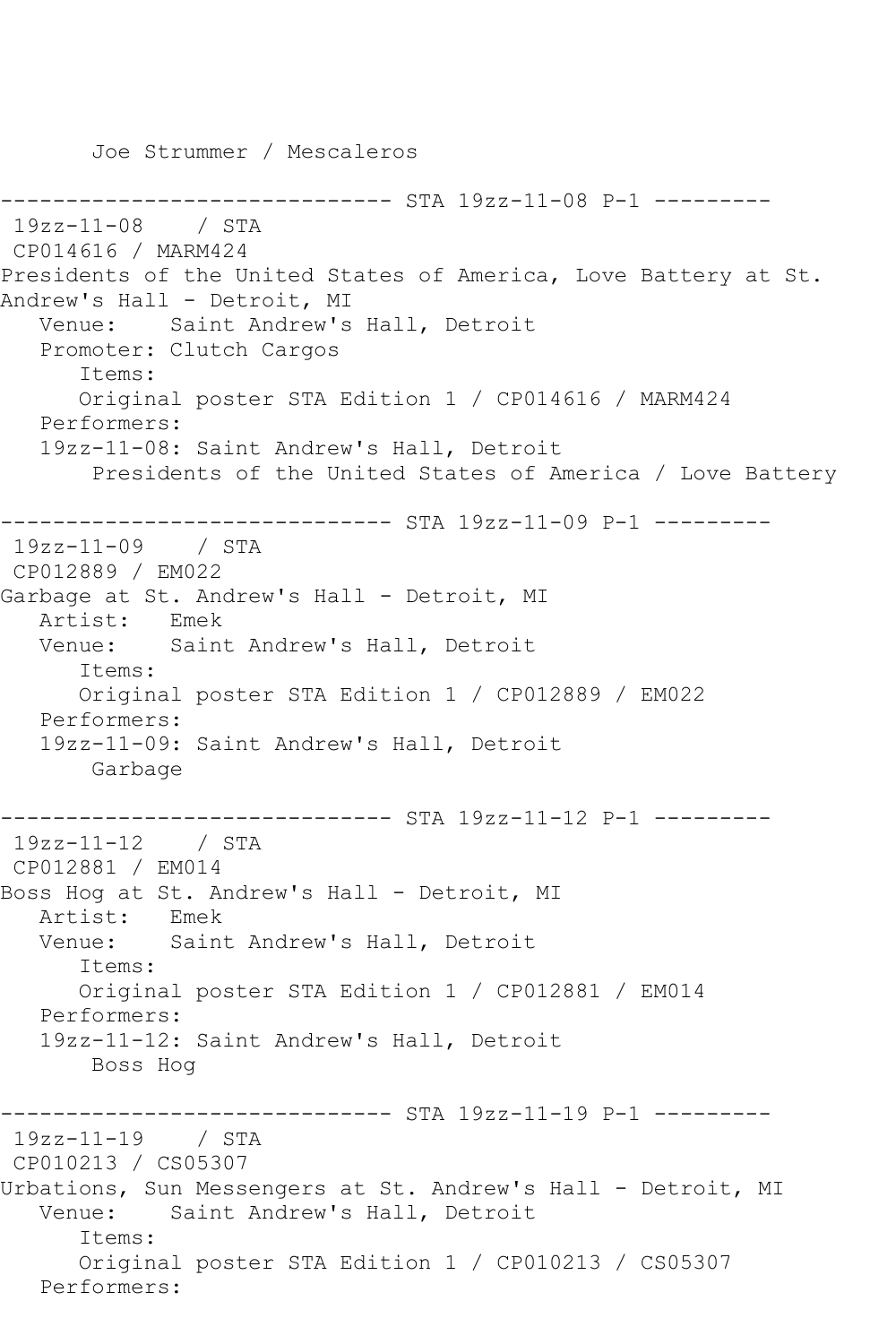```
       Joe Strummer / Mescaleros

------------------------------ STA 19zz-11-08 P-1 ---------
 19zz-11-08    / STA
 CP014616 / MARM424
Presidents of the United States of America, Love Battery at St.
Andrew's Hall - Detroit, MI
   Venue:    Saint Andrew's Hall, Detroit
   Promoter: Clutch Cargos
      Items:
      Original poster STA Edition 1 / CP014616 / MARM424
   Performers:
   19zz-11-08: Saint Andrew's Hall, Detroit
       Presidents of the United States of America / Love Battery

------------------------------ STA 19zz-11-09 P-1 ---------
 19zz-11-09    / STA
 CP012889 / EM022
Garbage at St. Andrew's Hall - Detroit, MI
   Artist:   Emek
   Venue:    Saint Andrew's Hall, Detroit
      Items:
      Original poster STA Edition 1 / CP012889 / EM022
   Performers:
   19zz-11-09: Saint Andrew's Hall, Detroit
       Garbage

------------------------------ STA 19zz-11-12 P-1 ---------
 19zz-11-12    / STA
 CP012881 / EM014
Boss Hog at St. Andrew's Hall - Detroit, MI
   Artist:   Emek
   Venue:    Saint Andrew's Hall, Detroit
      Items:
      Original poster STA Edition 1 / CP012881 / EM014
   Performers:
   19zz-11-12: Saint Andrew's Hall, Detroit
       Boss Hog

------------------------------ STA 19zz-11-19 P-1 ---------
 19zz-11-19    / STA
 CP010213 / CS05307
Urbations, Sun Messengers at St. Andrew's Hall - Detroit, MI
   Venue:    Saint Andrew's Hall, Detroit
      Items:
      Original poster STA Edition 1 / CP010213 / CS05307
   Performers:
```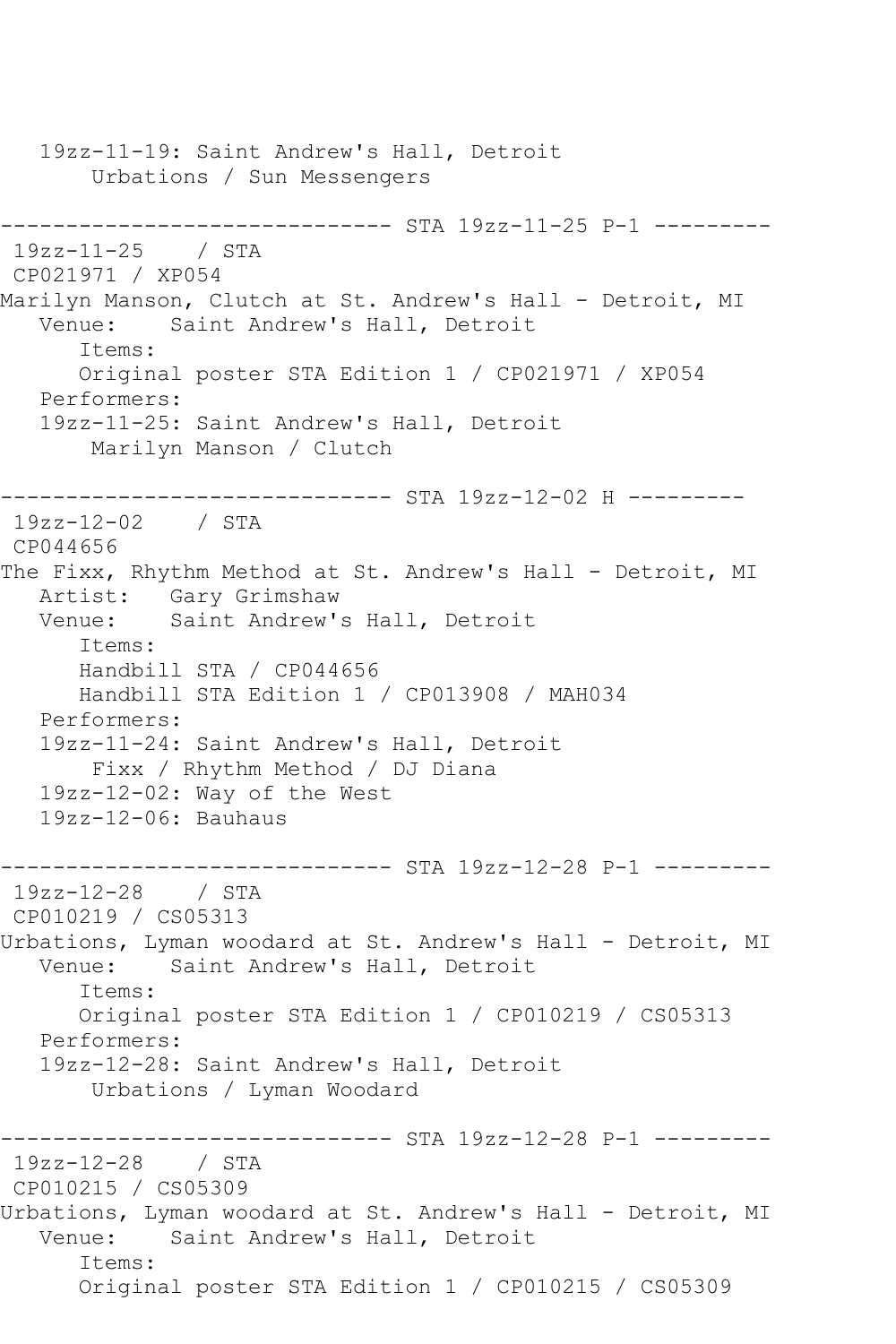```
   19zz-11-19: Saint Andrew's Hall, Detroit
       Urbations / Sun Messengers

------------------------------ STA 19zz-11-25 P-1 ---------
 19zz-11-25    / STA
 CP021971 / XP054
Marilyn Manson, Clutch at St. Andrew's Hall - Detroit, MI
   Venue:    Saint Andrew's Hall, Detroit
      Items:
      Original poster STA Edition 1 / CP021971 / XP054
   Performers:
   19zz-11-25: Saint Andrew's Hall, Detroit
       Marilyn Manson / Clutch

------------------------------ STA 19zz-12-02 H ---------
 19zz-12-02    / STA
 CP044656
The Fixx, Rhythm Method at St. Andrew's Hall - Detroit, MI
   Artist:   Gary Grimshaw
   Venue:    Saint Andrew's Hall, Detroit
      Items:
      Handbill STA / CP044656
      Handbill STA Edition 1 / CP013908 / MAH034
   Performers:
   19zz-11-24: Saint Andrew's Hall, Detroit
       Fixx / Rhythm Method / DJ Diana
   19zz-12-02: Way of the West
   19zz-12-06: Bauhaus

------------------------------ STA 19zz-12-28 P-1 ---------
 19zz-12-28    / STA
 CP010219 / CS05313
Urbations, Lyman woodard at St. Andrew's Hall - Detroit, MI
   Venue:    Saint Andrew's Hall, Detroit
      Items:
      Original poster STA Edition 1 / CP010219 / CS05313
   Performers:
   19zz-12-28: Saint Andrew's Hall, Detroit
       Urbations / Lyman Woodard

------------------------------ STA 19zz-12-28 P-1 ---------
 19zz-12-28    / STA
 CP010215 / CS05309
Urbations, Lyman woodard at St. Andrew's Hall - Detroit, MI
   Venue:    Saint Andrew's Hall, Detroit
      Items:
      Original poster STA Edition 1 / CP010215 / CS05309
```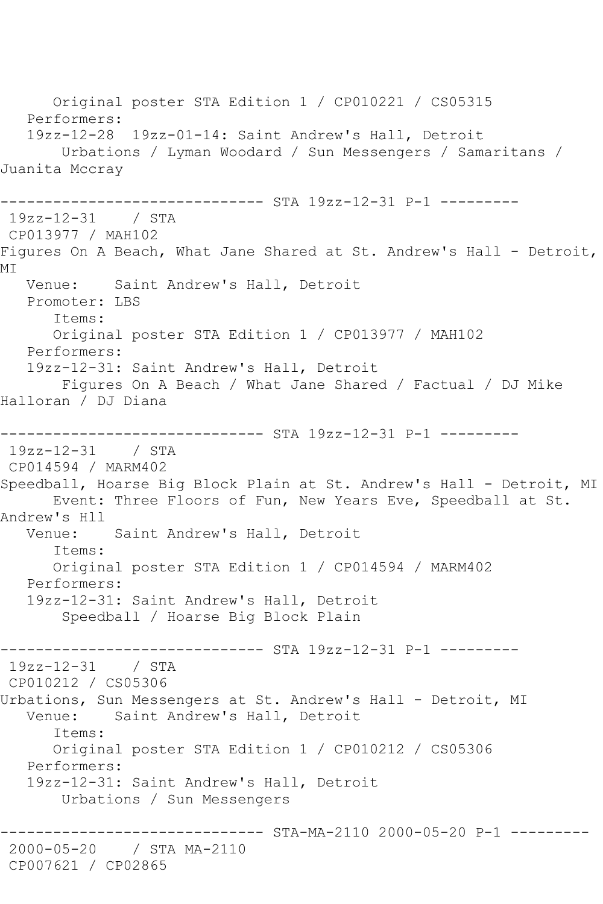Original poster STA Edition 1 / CP010221 / CS05315
Performers:
19zz-12-28  19zz-01-14: Saint Andrew's Hall, Detroit
Urbations / Lyman Woodard / Sun Messengers / Samaritans / Juanita Mccray

------------------------------ STA 19zz-12-31 P-1 ---------
19zz-12-31    / STA
CP013977 / MAH102
Figures On A Beach, What Jane Shared at St. Andrew's Hall - Detroit, MI
Venue:    Saint Andrew's Hall, Detroit
Promoter: LBS
Items:
Original poster STA Edition 1 / CP013977 / MAH102
Performers:
19zz-12-31: Saint Andrew's Hall, Detroit
Figures On A Beach / What Jane Shared / Factual / DJ Mike Halloran / DJ Diana

------------------------------ STA 19zz-12-31 P-1 ---------
19zz-12-31    / STA
CP014594 / MARM402
Speedball, Hoarse Big Block Plain at St. Andrew's Hall - Detroit, MI
Event: Three Floors of Fun, New Years Eve, Speedball at St. Andrew's Hll
Venue:    Saint Andrew's Hall, Detroit
Items:
Original poster STA Edition 1 / CP014594 / MARM402
Performers:
19zz-12-31: Saint Andrew's Hall, Detroit
Speedball / Hoarse Big Block Plain

------------------------------ STA 19zz-12-31 P-1 ---------
19zz-12-31    / STA
CP010212 / CS05306
Urbations, Sun Messengers at St. Andrew's Hall - Detroit, MI
Venue:    Saint Andrew's Hall, Detroit
Items:
Original poster STA Edition 1 / CP010212 / CS05306
Performers:
19zz-12-31: Saint Andrew's Hall, Detroit
Urbations / Sun Messengers

------------------------------ STA-MA-2110 2000-05-20 P-1 ---------
2000-05-20    / STA MA-2110
CP007621 / CP02865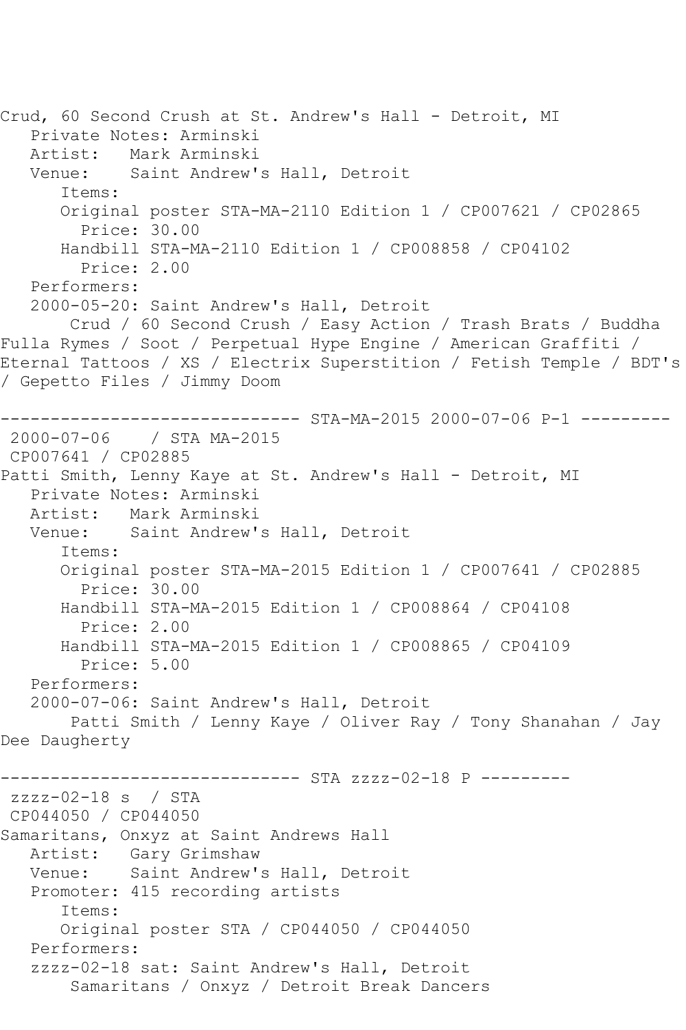Crud, 60 Second Crush at St. Andrew's Hall - Detroit, MI
   Private Notes: Arminski
   Artist:   Mark Arminski
   Venue:    Saint Andrew's Hall, Detroit
      Items:
      Original poster STA-MA-2110 Edition 1 / CP007621 / CP02865
        Price: 30.00
      Handbill STA-MA-2110 Edition 1 / CP008858 / CP04102
        Price: 2.00
   Performers:
   2000-05-20: Saint Andrew's Hall, Detroit
       Crud / 60 Second Crush / Easy Action / Trash Brats / Buddha Fulla Rymes / Soot / Perpetual Hype Engine / American Graffiti / Eternal Tattoos / XS / Electrix Superstition / Fetish Temple / BDT's / Gepetto Files / Jimmy Doom

------------------------------ STA-MA-2015 2000-07-06 P-1 ---------

2000-07-06    / STA MA-2015
CP007641 / CP02885
Patti Smith, Lenny Kaye at St. Andrew's Hall - Detroit, MI
   Private Notes: Arminski
   Artist:   Mark Arminski
   Venue:    Saint Andrew's Hall, Detroit
      Items:
      Original poster STA-MA-2015 Edition 1 / CP007641 / CP02885
        Price: 30.00
      Handbill STA-MA-2015 Edition 1 / CP008864 / CP04108
        Price: 2.00
      Handbill STA-MA-2015 Edition 1 / CP008865 / CP04109
        Price: 5.00
   Performers:
   2000-07-06: Saint Andrew's Hall, Detroit
       Patti Smith / Lenny Kaye / Oliver Ray / Tony Shanahan / Jay Dee Daugherty

------------------------------ STA zzzz-02-18 P ---------

zzzz-02-18 s  / STA
CP044050 / CP044050
Samaritans, Onxyz at Saint Andrews Hall
   Artist:   Gary Grimshaw
   Venue:    Saint Andrew's Hall, Detroit
   Promoter: 415 recording artists
      Items:
      Original poster STA / CP044050 / CP044050
   Performers:
   zzzz-02-18 sat: Saint Andrew's Hall, Detroit
       Samaritans / Onxyz / Detroit Break Dancers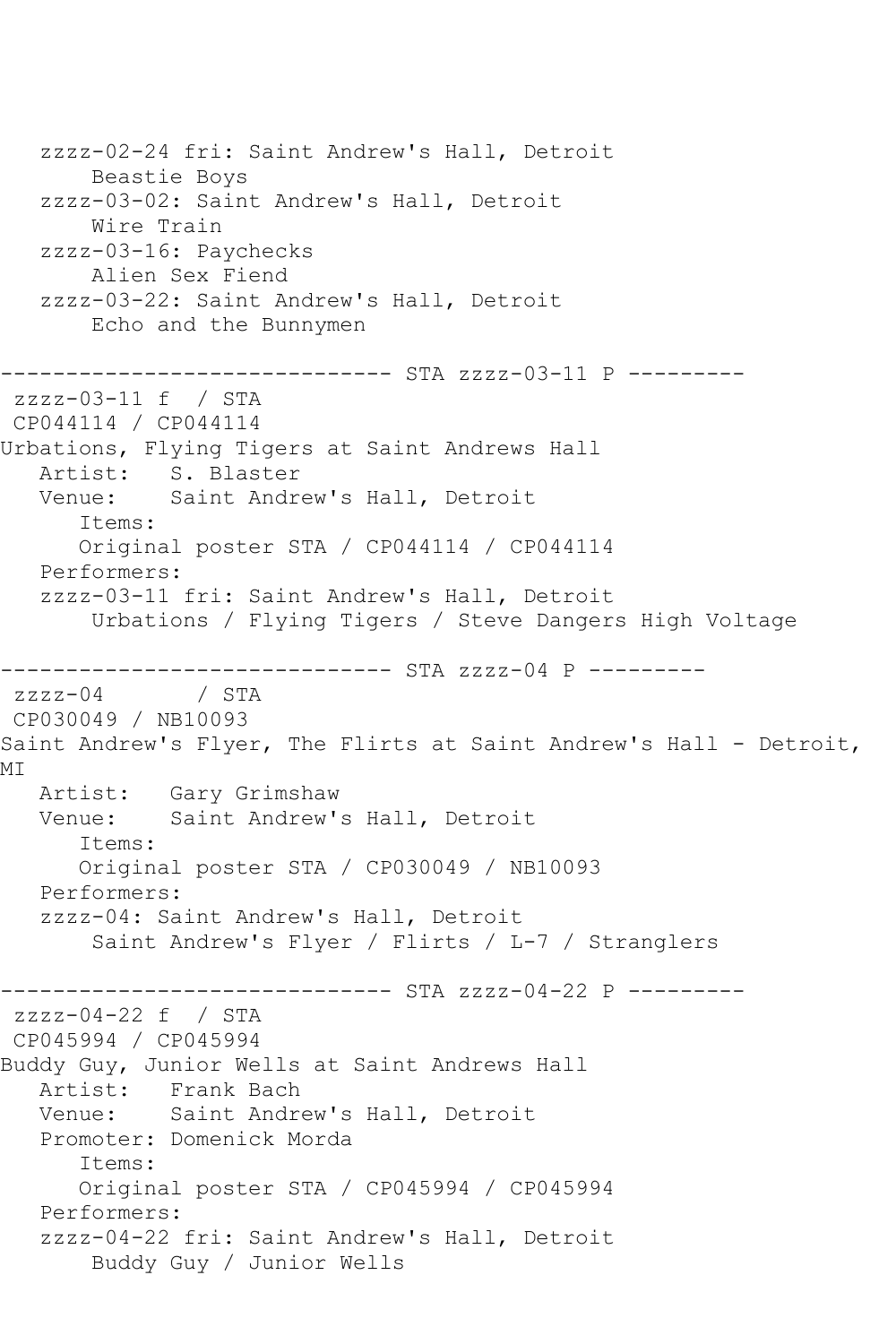```
   zzzz-02-24 fri: Saint Andrew's Hall, Detroit
       Beastie Boys
   zzzz-03-02: Saint Andrew's Hall, Detroit
       Wire Train
   zzzz-03-16: Paychecks
       Alien Sex Fiend
   zzzz-03-22: Saint Andrew's Hall, Detroit
       Echo and the Bunnymen

------------------------------ STA zzzz-03-11 P ---------
 zzzz-03-11 f  / STA
 CP044114 / CP044114
Urbations, Flying Tigers at Saint Andrews Hall
   Artist:   S. Blaster
   Venue:    Saint Andrew's Hall, Detroit
      Items:
      Original poster STA / CP044114 / CP044114
   Performers:
   zzzz-03-11 fri: Saint Andrew's Hall, Detroit
       Urbations / Flying Tigers / Steve Dangers High Voltage

------------------------------ STA zzzz-04 P ---------
 zzzz-04       / STA
 CP030049 / NB10093
Saint Andrew's Flyer, The Flirts at Saint Andrew's Hall - Detroit,
MI
   Artist:   Gary Grimshaw
   Venue:    Saint Andrew's Hall, Detroit
      Items:
      Original poster STA / CP030049 / NB10093
   Performers:
   zzzz-04: Saint Andrew's Hall, Detroit
       Saint Andrew's Flyer / Flirts / L-7 / Stranglers

------------------------------ STA zzzz-04-22 P ---------
 zzzz-04-22 f  / STA
 CP045994 / CP045994
Buddy Guy, Junior Wells at Saint Andrews Hall
   Artist:   Frank Bach
   Venue:    Saint Andrew's Hall, Detroit
   Promoter: Domenick Morda
      Items:
      Original poster STA / CP045994 / CP045994
   Performers:
   zzzz-04-22 fri: Saint Andrew's Hall, Detroit
       Buddy Guy / Junior Wells
```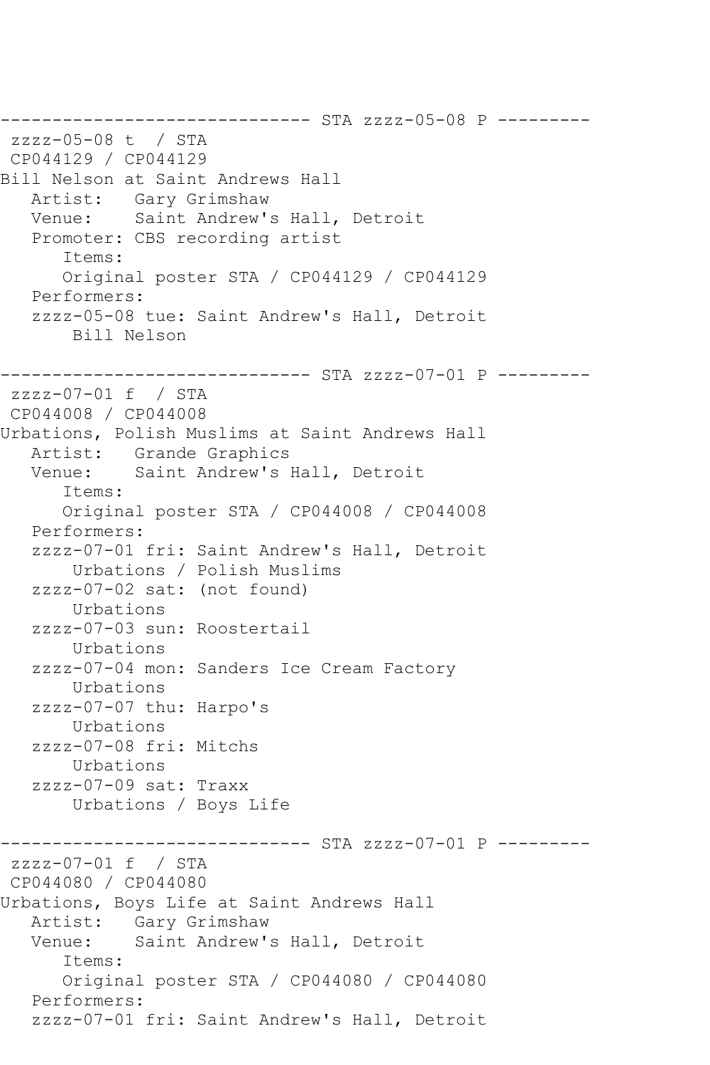```
------------------------------ STA zzzz-05-08 P ---------
 zzzz-05-08 t  / STA
 CP044129 / CP044129
Bill Nelson at Saint Andrews Hall
   Artist:   Gary Grimshaw
   Venue:    Saint Andrew's Hall, Detroit
   Promoter: CBS recording artist
      Items:
      Original poster STA / CP044129 / CP044129
   Performers:
   zzzz-05-08 tue: Saint Andrew's Hall, Detroit
       Bill Nelson

------------------------------ STA zzzz-07-01 P ---------
 zzzz-07-01 f  / STA
 CP044008 / CP044008
Urbations, Polish Muslims at Saint Andrews Hall
   Artist:   Grande Graphics
   Venue:    Saint Andrew's Hall, Detroit
      Items:
      Original poster STA / CP044008 / CP044008
   Performers:
   zzzz-07-01 fri: Saint Andrew's Hall, Detroit
       Urbations / Polish Muslims
   zzzz-07-02 sat: (not found)
       Urbations
   zzzz-07-03 sun: Roostertail
       Urbations
   zzzz-07-04 mon: Sanders Ice Cream Factory
       Urbations
   zzzz-07-07 thu: Harpo's
       Urbations
   zzzz-07-08 fri: Mitchs
       Urbations
   zzzz-07-09 sat: Traxx
       Urbations / Boys Life

------------------------------ STA zzzz-07-01 P ---------
 zzzz-07-01 f  / STA
 CP044080 / CP044080
Urbations, Boys Life at Saint Andrews Hall
   Artist:   Gary Grimshaw
   Venue:    Saint Andrew's Hall, Detroit
      Items:
      Original poster STA / CP044080 / CP044080
   Performers:
   zzzz-07-01 fri: Saint Andrew's Hall, Detroit
```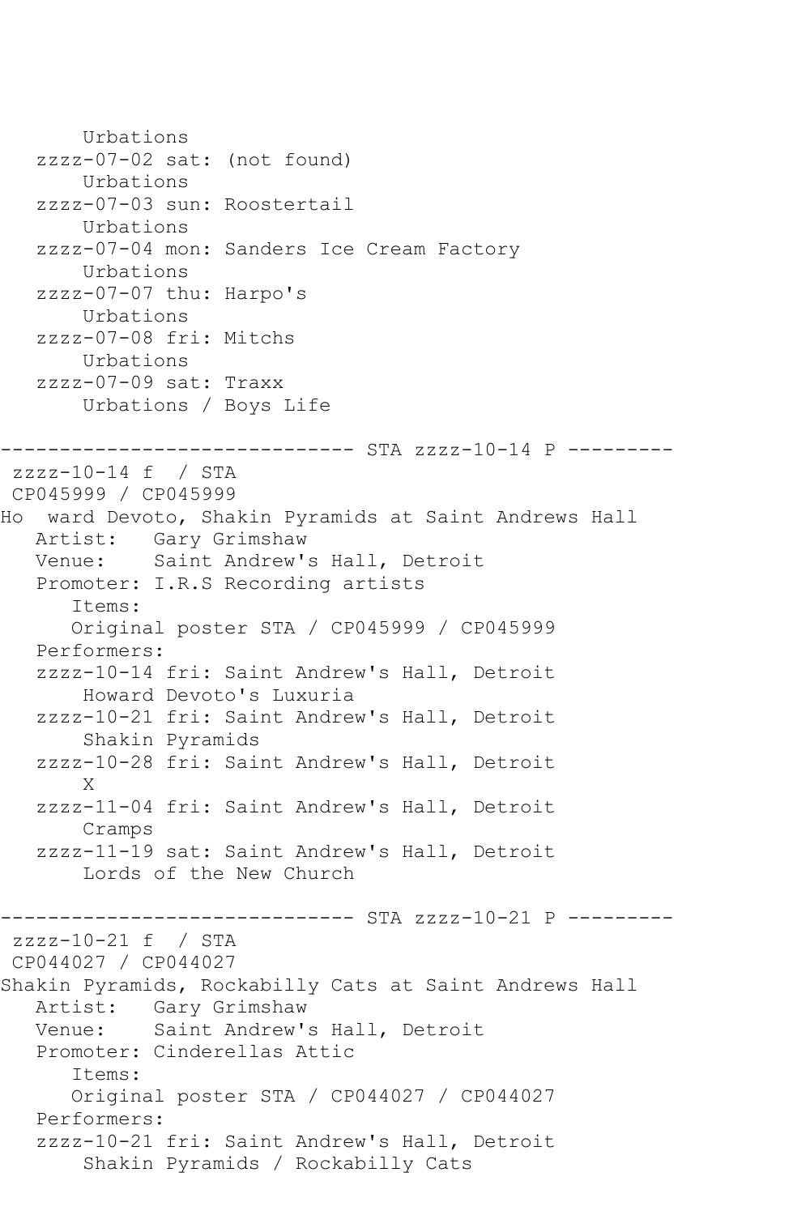```
       Urbations
   zzzz-07-02 sat: (not found)
       Urbations
   zzzz-07-03 sun: Roostertail
       Urbations
   zzzz-07-04 mon: Sanders Ice Cream Factory
       Urbations
   zzzz-07-07 thu: Harpo's
       Urbations
   zzzz-07-08 fri: Mitchs
       Urbations
   zzzz-07-09 sat: Traxx
       Urbations / Boys Life

------------------------------ STA zzzz-10-14 P ---------
 zzzz-10-14 f  / STA
 CP045999 / CP045999
Ho  ward Devoto, Shakin Pyramids at Saint Andrews Hall
   Artist:   Gary Grimshaw
   Venue:    Saint Andrew's Hall, Detroit
   Promoter: I.R.S Recording artists
      Items:
      Original poster STA / CP045999 / CP045999
   Performers:
   zzzz-10-14 fri: Saint Andrew's Hall, Detroit
       Howard Devoto's Luxuria
   zzzz-10-21 fri: Saint Andrew's Hall, Detroit
       Shakin Pyramids
   zzzz-10-28 fri: Saint Andrew's Hall, Detroit
       X
   zzzz-11-04 fri: Saint Andrew's Hall, Detroit
       Cramps
   zzzz-11-19 sat: Saint Andrew's Hall, Detroit
       Lords of the New Church

------------------------------ STA zzzz-10-21 P ---------
 zzzz-10-21 f  / STA
 CP044027 / CP044027
Shakin Pyramids, Rockabilly Cats at Saint Andrews Hall
   Artist:   Gary Grimshaw
   Venue:    Saint Andrew's Hall, Detroit
   Promoter: Cinderellas Attic
      Items:
      Original poster STA / CP044027 / CP044027
   Performers:
   zzzz-10-21 fri: Saint Andrew's Hall, Detroit
       Shakin Pyramids / Rockabilly Cats
```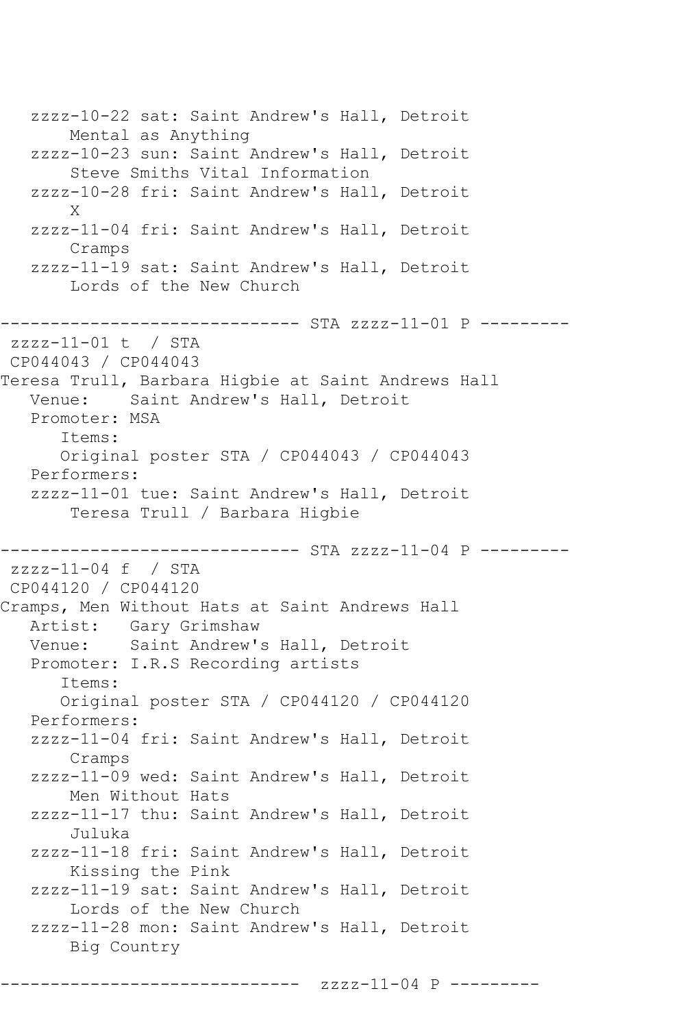```
   zzzz-10-22 sat: Saint Andrew's Hall, Detroit
       Mental as Anything
   zzzz-10-23 sun: Saint Andrew's Hall, Detroit
       Steve Smiths Vital Information
   zzzz-10-28 fri: Saint Andrew's Hall, Detroit
       X
   zzzz-11-04 fri: Saint Andrew's Hall, Detroit
       Cramps
   zzzz-11-19 sat: Saint Andrew's Hall, Detroit
       Lords of the New Church

------------------------------ STA zzzz-11-01 P ---------
 zzzz-11-01 t  / STA
 CP044043 / CP044043
Teresa Trull, Barbara Higbie at Saint Andrews Hall
   Venue:    Saint Andrew's Hall, Detroit
   Promoter: MSA
      Items:
      Original poster STA / CP044043 / CP044043
   Performers:
   zzzz-11-01 tue: Saint Andrew's Hall, Detroit
       Teresa Trull / Barbara Higbie

------------------------------ STA zzzz-11-04 P ---------
 zzzz-11-04 f  / STA
 CP044120 / CP044120
Cramps, Men Without Hats at Saint Andrews Hall
   Artist:   Gary Grimshaw
   Venue:    Saint Andrew's Hall, Detroit
   Promoter: I.R.S Recording artists
      Items:
      Original poster STA / CP044120 / CP044120
   Performers:
   zzzz-11-04 fri: Saint Andrew's Hall, Detroit
       Cramps
   zzzz-11-09 wed: Saint Andrew's Hall, Detroit
       Men Without Hats
   zzzz-11-17 thu: Saint Andrew's Hall, Detroit
       Juluka
   zzzz-11-18 fri: Saint Andrew's Hall, Detroit
       Kissing the Pink
   zzzz-11-19 sat: Saint Andrew's Hall, Detroit
       Lords of the New Church
   zzzz-11-28 mon: Saint Andrew's Hall, Detroit
       Big Country

------------------------------  zzzz-11-04 P ---------
```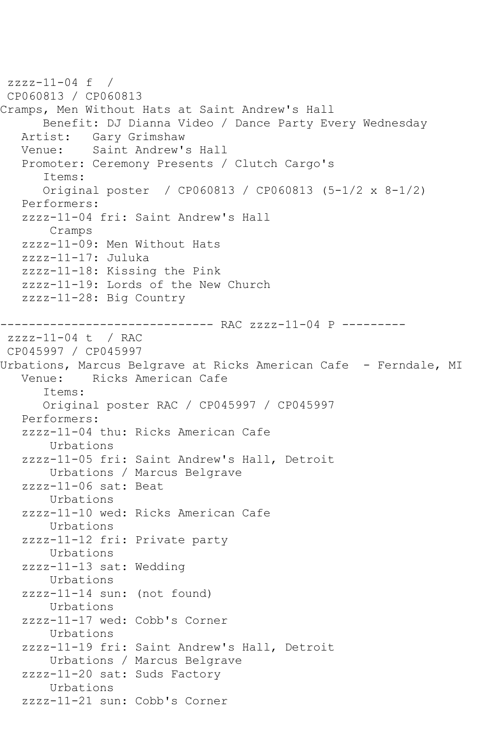```
 zzzz-11-04 f  /
 CP060813 / CP060813
Cramps, Men Without Hats at Saint Andrew's Hall
      Benefit: DJ Dianna Video / Dance Party Every Wednesday
   Artist:   Gary Grimshaw
   Venue:    Saint Andrew's Hall
   Promoter: Ceremony Presents / Clutch Cargo's
      Items:
      Original poster  / CP060813 / CP060813 (5-1/2 x 8-1/2)
   Performers:
   zzzz-11-04 fri: Saint Andrew's Hall
       Cramps
   zzzz-11-09: Men Without Hats
   zzzz-11-17: Juluka
   zzzz-11-18: Kissing the Pink
   zzzz-11-19: Lords of the New Church
   zzzz-11-28: Big Country

------------------------------ RAC zzzz-11-04 P ---------
 zzzz-11-04 t  / RAC
 CP045997 / CP045997
Urbations, Marcus Belgrave at Ricks American Cafe  - Ferndale, MI
   Venue:    Ricks American Cafe
      Items:
      Original poster RAC / CP045997 / CP045997
   Performers:
   zzzz-11-04 thu: Ricks American Cafe
       Urbations
   zzzz-11-05 fri: Saint Andrew's Hall, Detroit
       Urbations / Marcus Belgrave
   zzzz-11-06 sat: Beat
       Urbations
   zzzz-11-10 wed: Ricks American Cafe
       Urbations
   zzzz-11-12 fri: Private party
       Urbations
   zzzz-11-13 sat: Wedding
       Urbations
   zzzz-11-14 sun: (not found)
       Urbations
   zzzz-11-17 wed: Cobb's Corner
       Urbations
   zzzz-11-19 fri: Saint Andrew's Hall, Detroit
       Urbations / Marcus Belgrave
   zzzz-11-20 sat: Suds Factory
       Urbations
   zzzz-11-21 sun: Cobb's Corner
```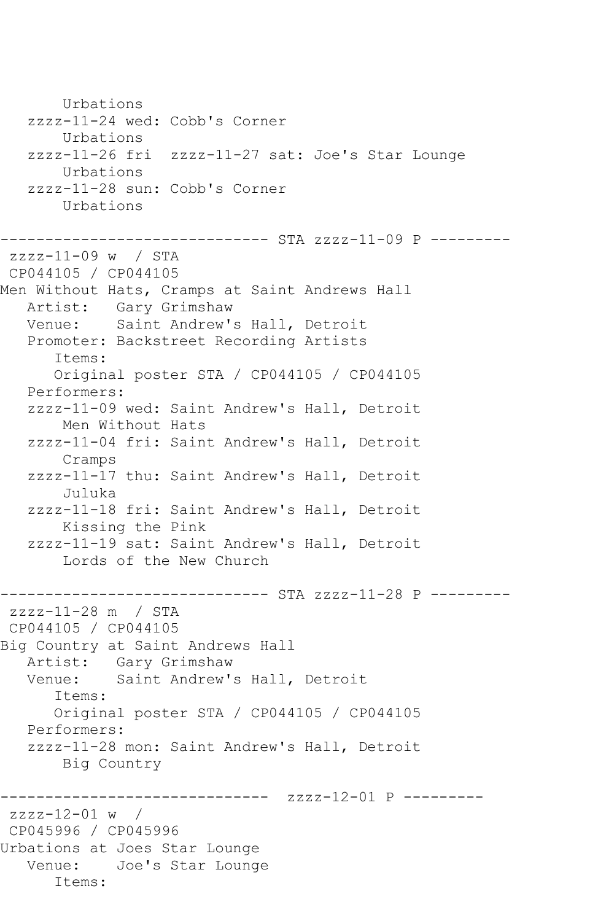```
       Urbations
   zzzz-11-24 wed: Cobb's Corner
       Urbations
   zzzz-11-26 fri  zzzz-11-27 sat: Joe's Star Lounge
       Urbations
   zzzz-11-28 sun: Cobb's Corner
       Urbations

------------------------------ STA zzzz-11-09 P ---------
 zzzz-11-09 w  / STA
 CP044105 / CP044105
Men Without Hats, Cramps at Saint Andrews Hall
   Artist:   Gary Grimshaw
   Venue:    Saint Andrew's Hall, Detroit
   Promoter: Backstreet Recording Artists
      Items:
      Original poster STA / CP044105 / CP044105
   Performers:
   zzzz-11-09 wed: Saint Andrew's Hall, Detroit
       Men Without Hats
   zzzz-11-04 fri: Saint Andrew's Hall, Detroit
       Cramps
   zzzz-11-17 thu: Saint Andrew's Hall, Detroit
       Juluka
   zzzz-11-18 fri: Saint Andrew's Hall, Detroit
       Kissing the Pink
   zzzz-11-19 sat: Saint Andrew's Hall, Detroit
       Lords of the New Church

------------------------------ STA zzzz-11-28 P ---------
 zzzz-11-28 m  / STA
 CP044105 / CP044105
Big Country at Saint Andrews Hall
   Artist:   Gary Grimshaw
   Venue:    Saint Andrew's Hall, Detroit
      Items:
      Original poster STA / CP044105 / CP044105
   Performers:
   zzzz-11-28 mon: Saint Andrew's Hall, Detroit
       Big Country

------------------------------  zzzz-12-01 P ---------
 zzzz-12-01 w  /
 CP045996 / CP045996
Urbations at Joes Star Lounge
   Venue:    Joe's Star Lounge
      Items:
```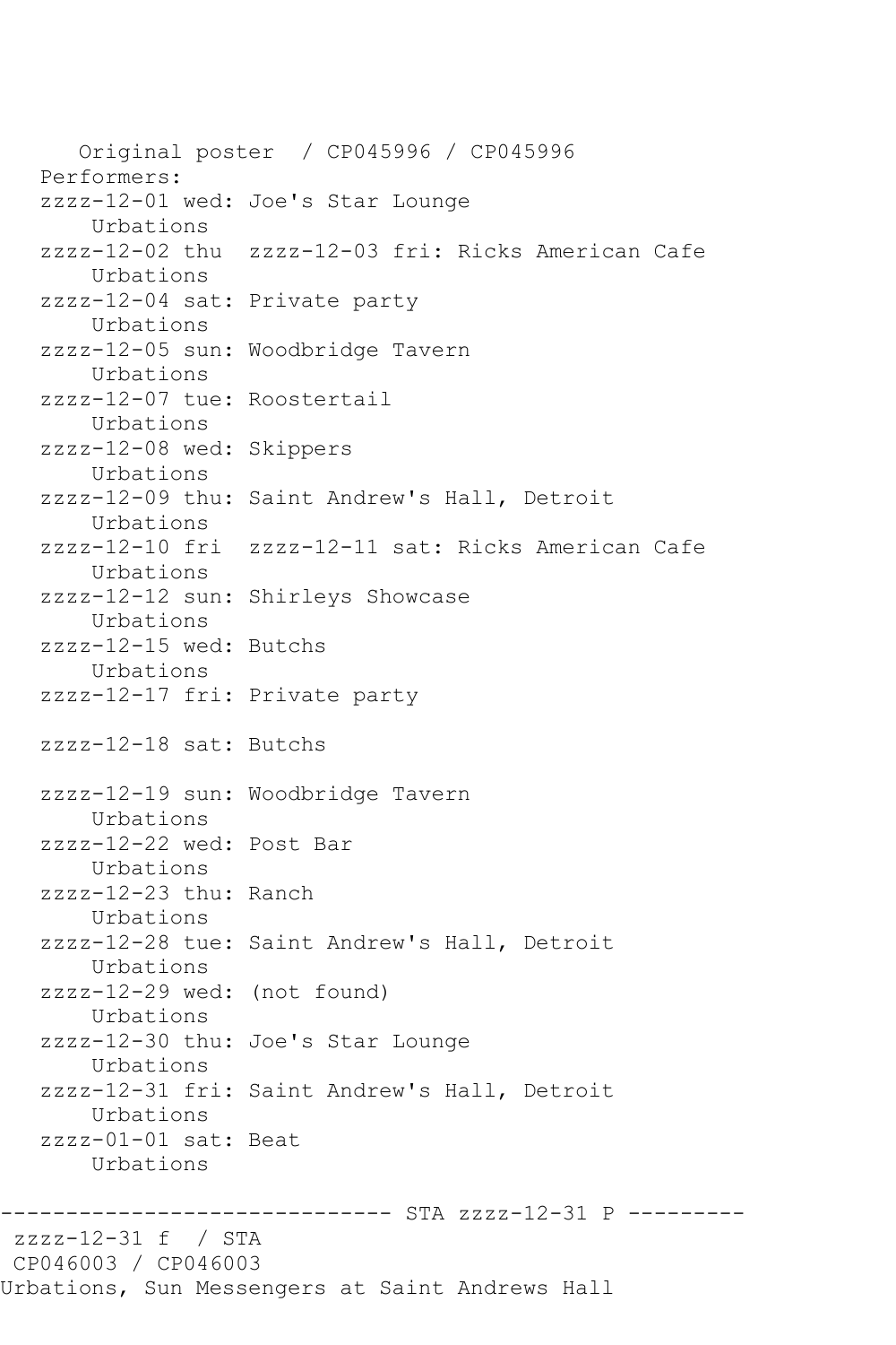Original poster  / CP045996 / CP045996

Performers:

zzzz-12-01 wed: Joe's Star Lounge
    Urbations

zzzz-12-02 thu  zzzz-12-03 fri: Ricks American Cafe
    Urbations

zzzz-12-04 sat: Private party
    Urbations

zzzz-12-05 sun: Woodbridge Tavern
    Urbations

zzzz-12-07 tue: Roostertail
    Urbations

zzzz-12-08 wed: Skippers
    Urbations

zzzz-12-09 thu: Saint Andrew's Hall, Detroit
    Urbations

zzzz-12-10 fri  zzzz-12-11 sat: Ricks American Cafe
    Urbations

zzzz-12-12 sun: Shirleys Showcase
    Urbations

zzzz-12-15 wed: Butchs
    Urbations

zzzz-12-17 fri: Private party

zzzz-12-18 sat: Butchs

zzzz-12-19 sun: Woodbridge Tavern
    Urbations

zzzz-12-22 wed: Post Bar
    Urbations

zzzz-12-23 thu: Ranch
    Urbations

zzzz-12-28 tue: Saint Andrew's Hall, Detroit
    Urbations

zzzz-12-29 wed: (not found)
    Urbations

zzzz-12-30 thu: Joe's Star Lounge
    Urbations

zzzz-12-31 fri: Saint Andrew's Hall, Detroit
    Urbations

zzzz-01-01 sat: Beat
    Urbations

------------------------------ STA zzzz-12-31 P ---------

zzzz-12-31 f  / STA

CP046003 / CP046003

Urbations, Sun Messengers at Saint Andrews Hall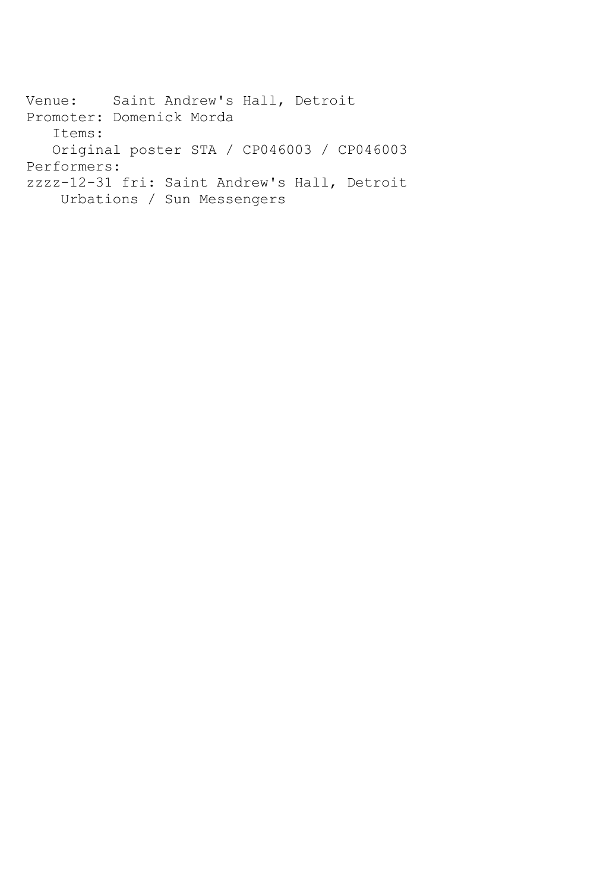Venue:    Saint Andrew's Hall, Detroit
Promoter: Domenick Morda
   Items:
   Original poster STA / CP046003 / CP046003
Performers:
zzzz-12-31 fri: Saint Andrew's Hall, Detroit
    Urbations / Sun Messengers